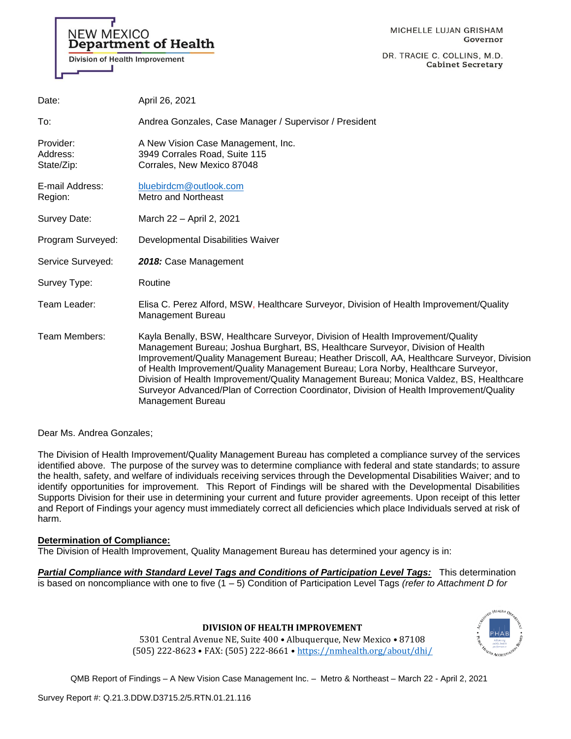NEW MEXICO
**Department of Health**
Division of Health Improvement

MICHELLE LUJAN GRISHAM
**Governor**

DR. TRACIE C. COLLINS, M.D.
**Cabinet Secretary**

| | |
|---|---|
| Date: | April 26, 2021 |
| To: | Andrea Gonzales, Case Manager / Supervisor / President |
| Provider:<br>Address:<br>State/Zip: | A New Vision Case Management, Inc.<br>3949 Corrales Road, Suite 115<br>Corrales, New Mexico 87048 |
| E-mail Address:<br>Region: | bluebirdcm@outlook.com<br>Metro and Northeast |
| Survey Date: | March 22 – April 2, 2021 |
| Program Surveyed: | Developmental Disabilities Waiver |
| Service Surveyed: | ***2018:*** Case Management |
| Survey Type: | Routine |
| Team Leader: | Elisa C. Perez Alford, MSW, Healthcare Surveyor, Division of Health Improvement/Quality Management Bureau |
| Team Members: | Kayla Benally, BSW, Healthcare Surveyor, Division of Health Improvement/Quality Management Bureau; Joshua Burghart, BS, Healthcare Surveyor, Division of Health Improvement/Quality Management Bureau; Heather Driscoll, AA, Healthcare Surveyor, Division of Health Improvement/Quality Management Bureau; Lora Norby, Healthcare Surveyor, Division of Health Improvement/Quality Management Bureau; Monica Valdez, BS, Healthcare Surveyor Advanced/Plan of Correction Coordinator, Division of Health Improvement/Quality Management Bureau |

Dear Ms. Andrea Gonzales;

The Division of Health Improvement/Quality Management Bureau has completed a compliance survey of the services identified above. The purpose of the survey was to determine compliance with federal and state standards; to assure the health, safety, and welfare of individuals receiving services through the Developmental Disabilities Waiver; and to identify opportunities for improvement. This Report of Findings will be shared with the Developmental Disabilities Supports Division for their use in determining your current and future provider agreements. Upon receipt of this letter and Report of Findings your agency must immediately correct all deficiencies which place Individuals served at risk of harm.

**Determination of Compliance:**
The Division of Health Improvement, Quality Management Bureau has determined your agency is in:

***Partial Compliance with Standard Level Tags and Conditions of Participation Level Tags:*** This determination is based on noncompliance with one to five (1 – 5) Condition of Participation Level Tags *(refer to Attachment D for*

**DIVISION OF HEALTH IMPROVEMENT**
5301 Central Avenue NE, Suite 400 • Albuquerque, New Mexico • 87108
(505) 222-8623 • FAX: (505) 222-8661 • https://nmhealth.org/about/dhi/

QMB Report of Findings – A New Vision Case Management Inc. – Metro & Northeast – March 22 - April 2, 2021

Survey Report #: Q.21.3.DDW.D3715.2/5.RTN.01.21.116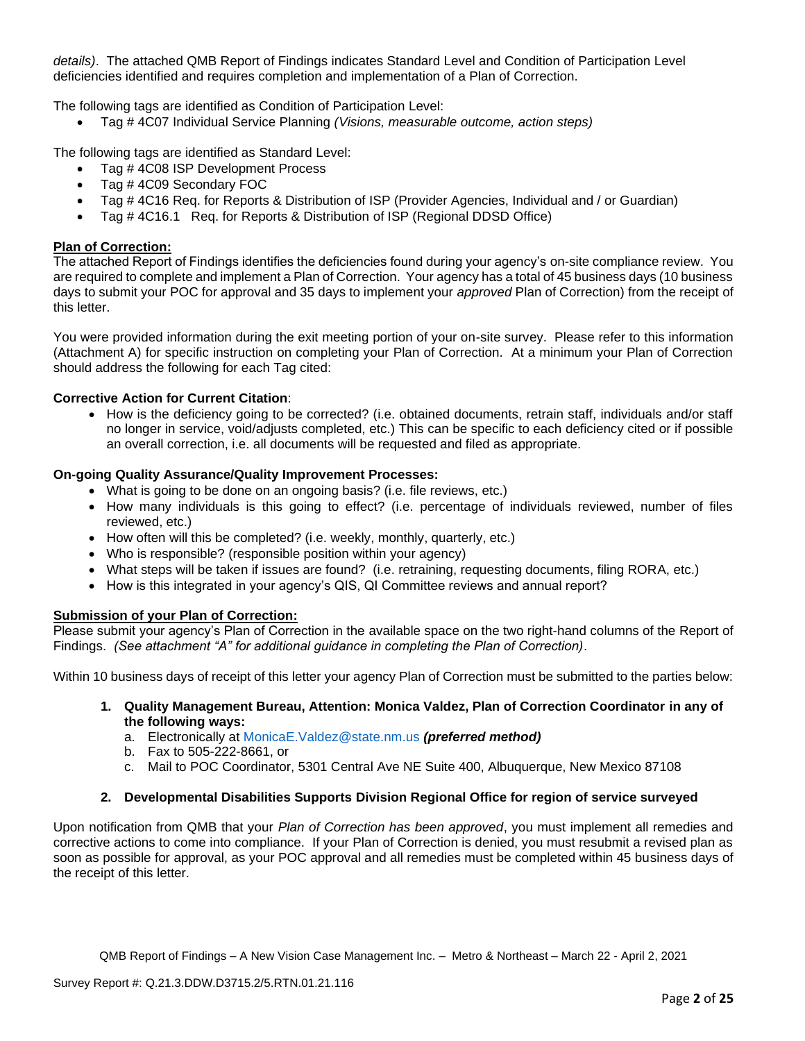*details)*. The attached QMB Report of Findings indicates Standard Level and Condition of Participation Level deficiencies identified and requires completion and implementation of a Plan of Correction.

The following tags are identified as Condition of Participation Level:

- Tag # 4C07 Individual Service Planning *(Visions, measurable outcome, action steps)*

The following tags are identified as Standard Level:

- Tag # 4C08 ISP Development Process
- Tag # 4C09 Secondary FOC
- Tag # 4C16 Req. for Reports & Distribution of ISP (Provider Agencies, Individual and / or Guardian)
- Tag # 4C16.1 Req. for Reports & Distribution of ISP (Regional DDSD Office)

**Plan of Correction:**

The attached Report of Findings identifies the deficiencies found during your agency's on-site compliance review. You are required to complete and implement a Plan of Correction. Your agency has a total of 45 business days (10 business days to submit your POC for approval and 35 days to implement your *approved* Plan of Correction) from the receipt of this letter.

You were provided information during the exit meeting portion of your on-site survey. Please refer to this information (Attachment A) for specific instruction on completing your Plan of Correction. At a minimum your Plan of Correction should address the following for each Tag cited:

**Corrective Action for Current Citation**:

- How is the deficiency going to be corrected? (i.e. obtained documents, retrain staff, individuals and/or staff no longer in service, void/adjusts completed, etc.) This can be specific to each deficiency cited or if possible an overall correction, i.e. all documents will be requested and filed as appropriate.

**On-going Quality Assurance/Quality Improvement Processes:**

- What is going to be done on an ongoing basis? (i.e. file reviews, etc.)
- How many individuals is this going to effect? (i.e. percentage of individuals reviewed, number of files reviewed, etc.)
- How often will this be completed? (i.e. weekly, monthly, quarterly, etc.)
- Who is responsible? (responsible position within your agency)
- What steps will be taken if issues are found? (i.e. retraining, requesting documents, filing RORA, etc.)
- How is this integrated in your agency's QIS, QI Committee reviews and annual report?

**Submission of your Plan of Correction:**

Please submit your agency's Plan of Correction in the available space on the two right-hand columns of the Report of Findings. *(See attachment "A" for additional guidance in completing the Plan of Correction)*.

Within 10 business days of receipt of this letter your agency Plan of Correction must be submitted to the parties below:

1. **Quality Management Bureau, Attention: Monica Valdez, Plan of Correction Coordinator in any of the following ways:**
   a. Electronically at MonicaE.Valdez@state.nm.us ***(preferred method)***
   b. Fax to 505-222-8661, or
   c. Mail to POC Coordinator, 5301 Central Ave NE Suite 400, Albuquerque, New Mexico 87108

2. **Developmental Disabilities Supports Division Regional Office for region of service surveyed**

Upon notification from QMB that your *Plan of Correction has been approved*, you must implement all remedies and corrective actions to come into compliance. If your Plan of Correction is denied, you must resubmit a revised plan as soon as possible for approval, as your POC approval and all remedies must be completed within 45 business days of the receipt of this letter.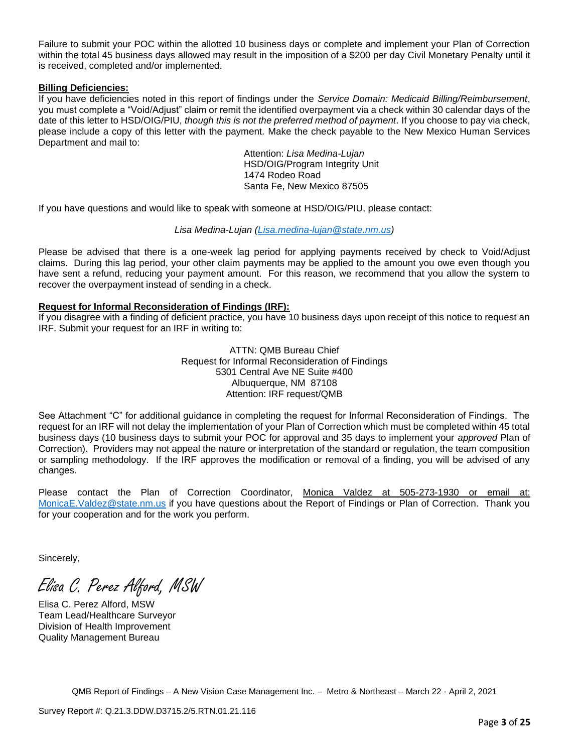Failure to submit your POC within the allotted 10 business days or complete and implement your Plan of Correction within the total 45 business days allowed may result in the imposition of a $200 per day Civil Monetary Penalty until it is received, completed and/or implemented.

**Billing Deficiencies:**

If you have deficiencies noted in this report of findings under the *Service Domain: Medicaid Billing/Reimbursement*, you must complete a "Void/Adjust" claim or remit the identified overpayment via a check within 30 calendar days of the date of this letter to HSD/OIG/PIU, *though this is not the preferred method of payment*. If you choose to pay via check, please include a copy of this letter with the payment. Make the check payable to the New Mexico Human Services Department and mail to:

Attention: *Lisa Medina-Lujan*
HSD/OIG/Program Integrity Unit
1474 Rodeo Road
Santa Fe, New Mexico 87505

If you have questions and would like to speak with someone at HSD/OIG/PIU, please contact:

*Lisa Medina-Lujan (Lisa.medina-lujan@state.nm.us)*

Please be advised that there is a one-week lag period for applying payments received by check to Void/Adjust claims. During this lag period, your other claim payments may be applied to the amount you owe even though you have sent a refund, reducing your payment amount. For this reason, we recommend that you allow the system to recover the overpayment instead of sending in a check.

**Request for Informal Reconsideration of Findings (IRF):**

If you disagree with a finding of deficient practice, you have 10 business days upon receipt of this notice to request an IRF. Submit your request for an IRF in writing to:

ATTN: QMB Bureau Chief
Request for Informal Reconsideration of Findings
5301 Central Ave NE Suite #400
Albuquerque, NM 87108
Attention: IRF request/QMB

See Attachment "C" for additional guidance in completing the request for Informal Reconsideration of Findings. The request for an IRF will not delay the implementation of your Plan of Correction which must be completed within 45 total business days (10 business days to submit your POC for approval and 35 days to implement your *approved* Plan of Correction). Providers may not appeal the nature or interpretation of the standard or regulation, the team composition or sampling methodology. If the IRF approves the modification or removal of a finding, you will be advised of any changes.

Please contact the Plan of Correction Coordinator, Monica Valdez at 505-273-1930 or email at: MonicaE.Valdez@state.nm.us if you have questions about the Report of Findings or Plan of Correction. Thank you for your cooperation and for the work you perform.

Sincerely,

*Elisa C. Perez Alford, MSW*

Elisa C. Perez Alford, MSW
Team Lead/Healthcare Surveyor
Division of Health Improvement
Quality Management Bureau

QMB Report of Findings – A New Vision Case Management Inc. – Metro & Northeast – March 22 - April 2, 2021

Survey Report #: Q.21.3.DDW.D3715.2/5.RTN.01.21.116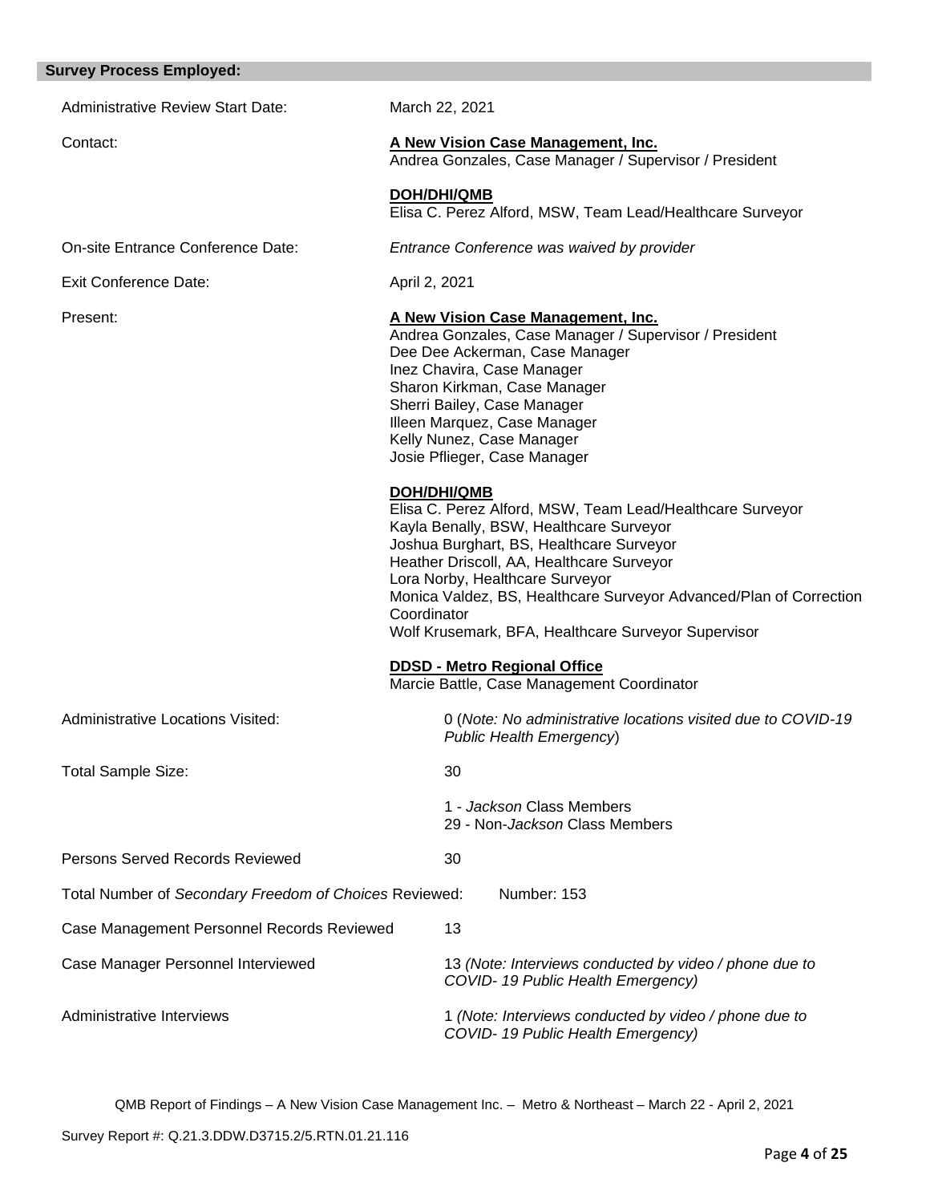## Survey Process Employed:

Administrative Review Start Date: March 22, 2021

Contact:

**A New Vision Case Management, Inc.**
Andrea Gonzales, Case Manager / Supervisor / President

**DOH/DHI/QMB**
Elisa C. Perez Alford, MSW, Team Lead/Healthcare Surveyor

On-site Entrance Conference Date: *Entrance Conference was waived by provider*

Exit Conference Date: April 2, 2021

Present:

**A New Vision Case Management, Inc.**
Andrea Gonzales, Case Manager / Supervisor / President
Dee Dee Ackerman, Case Manager
Inez Chavira, Case Manager
Sharon Kirkman, Case Manager
Sherri Bailey, Case Manager
Illeen Marquez, Case Manager
Kelly Nunez, Case Manager
Josie Pflieger, Case Manager

**DOH/DHI/QMB**
Elisa C. Perez Alford, MSW, Team Lead/Healthcare Surveyor
Kayla Benally, BSW, Healthcare Surveyor
Joshua Burghart, BS, Healthcare Surveyor
Heather Driscoll, AA, Healthcare Surveyor
Lora Norby, Healthcare Surveyor
Monica Valdez, BS, Healthcare Surveyor Advanced/Plan of Correction Coordinator
Wolf Krusemark, BFA, Healthcare Surveyor Supervisor

**DDSD - Metro Regional Office**
Marcie Battle, Case Management Coordinator

Administrative Locations Visited: 0 (*Note: No administrative locations visited due to COVID-19 Public Health Emergency*)

Total Sample Size: 30

1 - *Jackson* Class Members
29 - Non-*Jackson* Class Members

Persons Served Records Reviewed: 30

Total Number of *Secondary Freedom of Choices* Reviewed: Number: 153

Case Management Personnel Records Reviewed: 13

Case Manager Personnel Interviewed: 13 *(Note: Interviews conducted by video / phone due to COVID- 19 Public Health Emergency)*

Administrative Interviews: 1 *(Note: Interviews conducted by video / phone due to COVID- 19 Public Health Emergency)*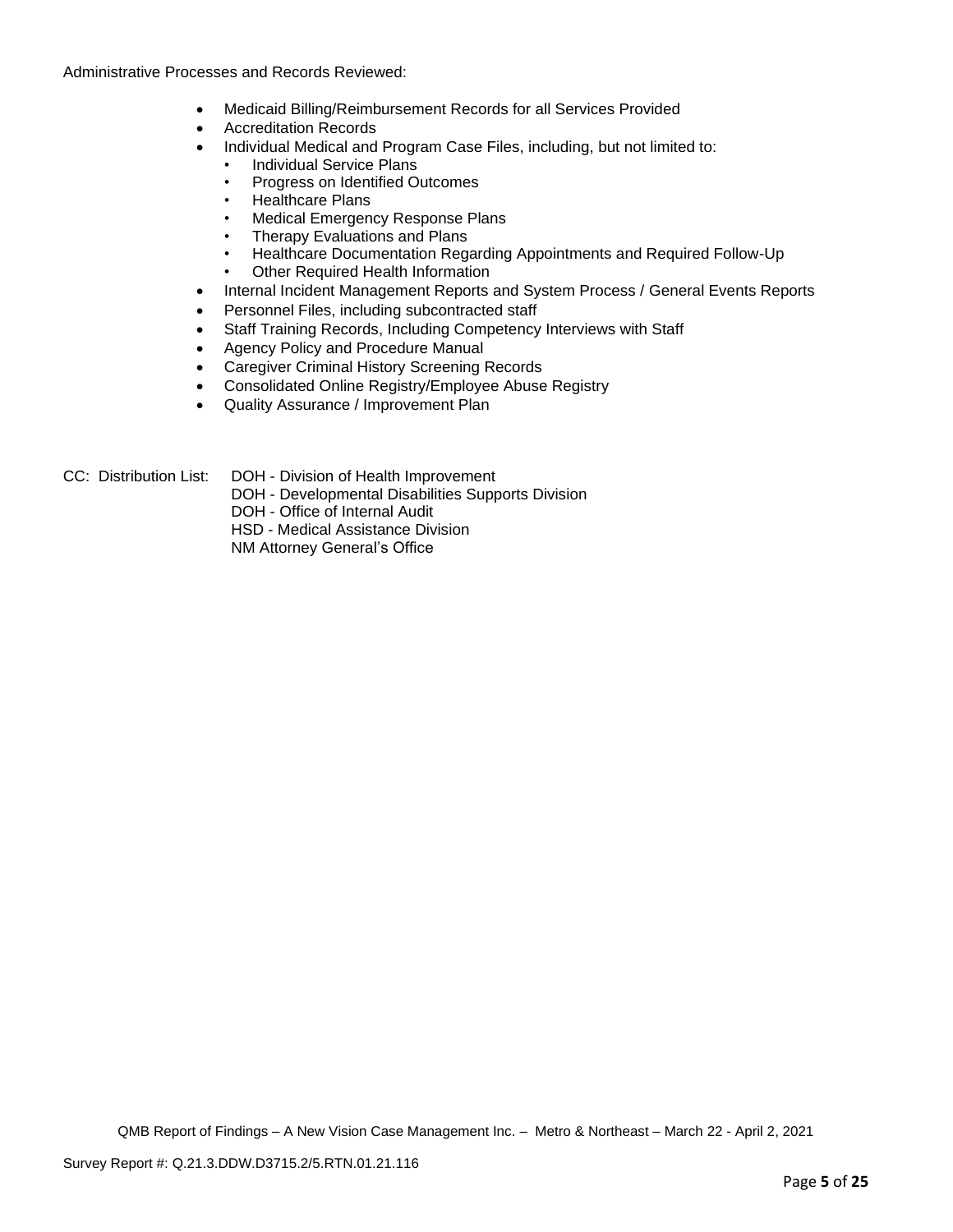Administrative Processes and Records Reviewed:

- Medicaid Billing/Reimbursement Records for all Services Provided
- Accreditation Records
- Individual Medical and Program Case Files, including, but not limited to:
  - Individual Service Plans
  - Progress on Identified Outcomes
  - Healthcare Plans
  - Medical Emergency Response Plans
  - Therapy Evaluations and Plans
  - Healthcare Documentation Regarding Appointments and Required Follow-Up
  - Other Required Health Information
- Internal Incident Management Reports and System Process / General Events Reports
- Personnel Files, including subcontracted staff
- Staff Training Records, Including Competency Interviews with Staff
- Agency Policy and Procedure Manual
- Caregiver Criminal History Screening Records
- Consolidated Online Registry/Employee Abuse Registry
- Quality Assurance / Improvement Plan

CC: Distribution List:
DOH - Division of Health Improvement
DOH - Developmental Disabilities Supports Division
DOH - Office of Internal Audit
HSD - Medical Assistance Division
NM Attorney General's Office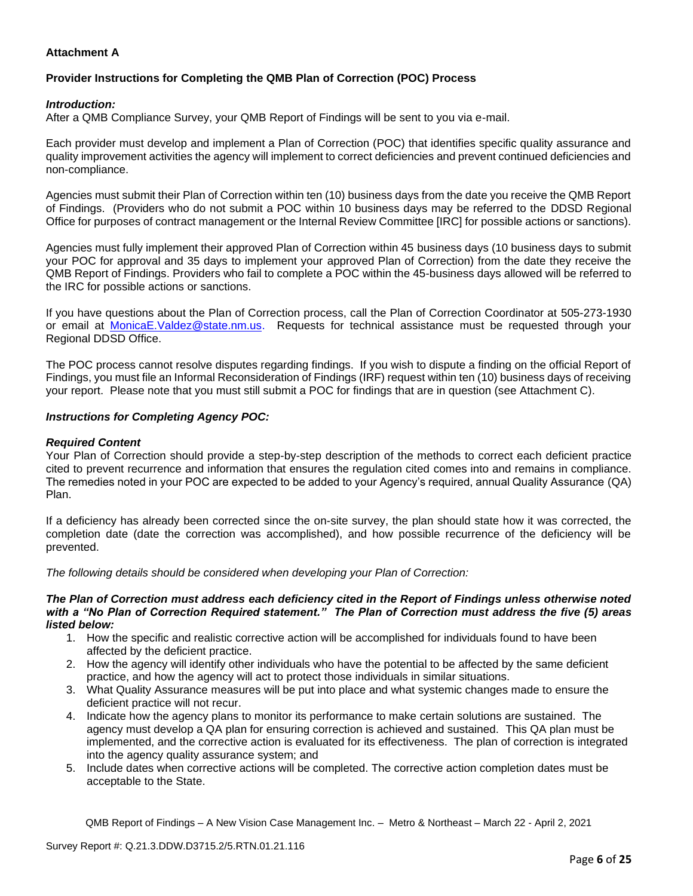**Attachment A**

**Provider Instructions for Completing the QMB Plan of Correction (POC) Process**

***Introduction:***
After a QMB Compliance Survey, your QMB Report of Findings will be sent to you via e-mail.

Each provider must develop and implement a Plan of Correction (POC) that identifies specific quality assurance and quality improvement activities the agency will implement to correct deficiencies and prevent continued deficiencies and non-compliance.

Agencies must submit their Plan of Correction within ten (10) business days from the date you receive the QMB Report of Findings. (Providers who do not submit a POC within 10 business days may be referred to the DDSD Regional Office for purposes of contract management or the Internal Review Committee [IRC] for possible actions or sanctions).

Agencies must fully implement their approved Plan of Correction within 45 business days (10 business days to submit your POC for approval and 35 days to implement your approved Plan of Correction) from the date they receive the QMB Report of Findings. Providers who fail to complete a POC within the 45-business days allowed will be referred to the IRC for possible actions or sanctions.

If you have questions about the Plan of Correction process, call the Plan of Correction Coordinator at 505-273-1930 or email at MonicaE.Valdez@state.nm.us. Requests for technical assistance must be requested through your Regional DDSD Office.

The POC process cannot resolve disputes regarding findings. If you wish to dispute a finding on the official Report of Findings, you must file an Informal Reconsideration of Findings (IRF) request within ten (10) business days of receiving your report. Please note that you must still submit a POC for findings that are in question (see Attachment C).

***Instructions for Completing Agency POC:***

***Required Content***
Your Plan of Correction should provide a step-by-step description of the methods to correct each deficient practice cited to prevent recurrence and information that ensures the regulation cited comes into and remains in compliance. The remedies noted in your POC are expected to be added to your Agency's required, annual Quality Assurance (QA) Plan.

If a deficiency has already been corrected since the on-site survey, the plan should state how it was corrected, the completion date (date the correction was accomplished), and how possible recurrence of the deficiency will be prevented.

*The following details should be considered when developing your Plan of Correction:*

***The Plan of Correction must address each deficiency cited in the Report of Findings unless otherwise noted with a "No Plan of Correction Required statement." The Plan of Correction must address the five (5) areas listed below:***

1. How the specific and realistic corrective action will be accomplished for individuals found to have been affected by the deficient practice.
2. How the agency will identify other individuals who have the potential to be affected by the same deficient practice, and how the agency will act to protect those individuals in similar situations.
3. What Quality Assurance measures will be put into place and what systemic changes made to ensure the deficient practice will not recur.
4. Indicate how the agency plans to monitor its performance to make certain solutions are sustained. The agency must develop a QA plan for ensuring correction is achieved and sustained. This QA plan must be implemented, and the corrective action is evaluated for its effectiveness. The plan of correction is integrated into the agency quality assurance system; and
5. Include dates when corrective actions will be completed. The corrective action completion dates must be acceptable to the State.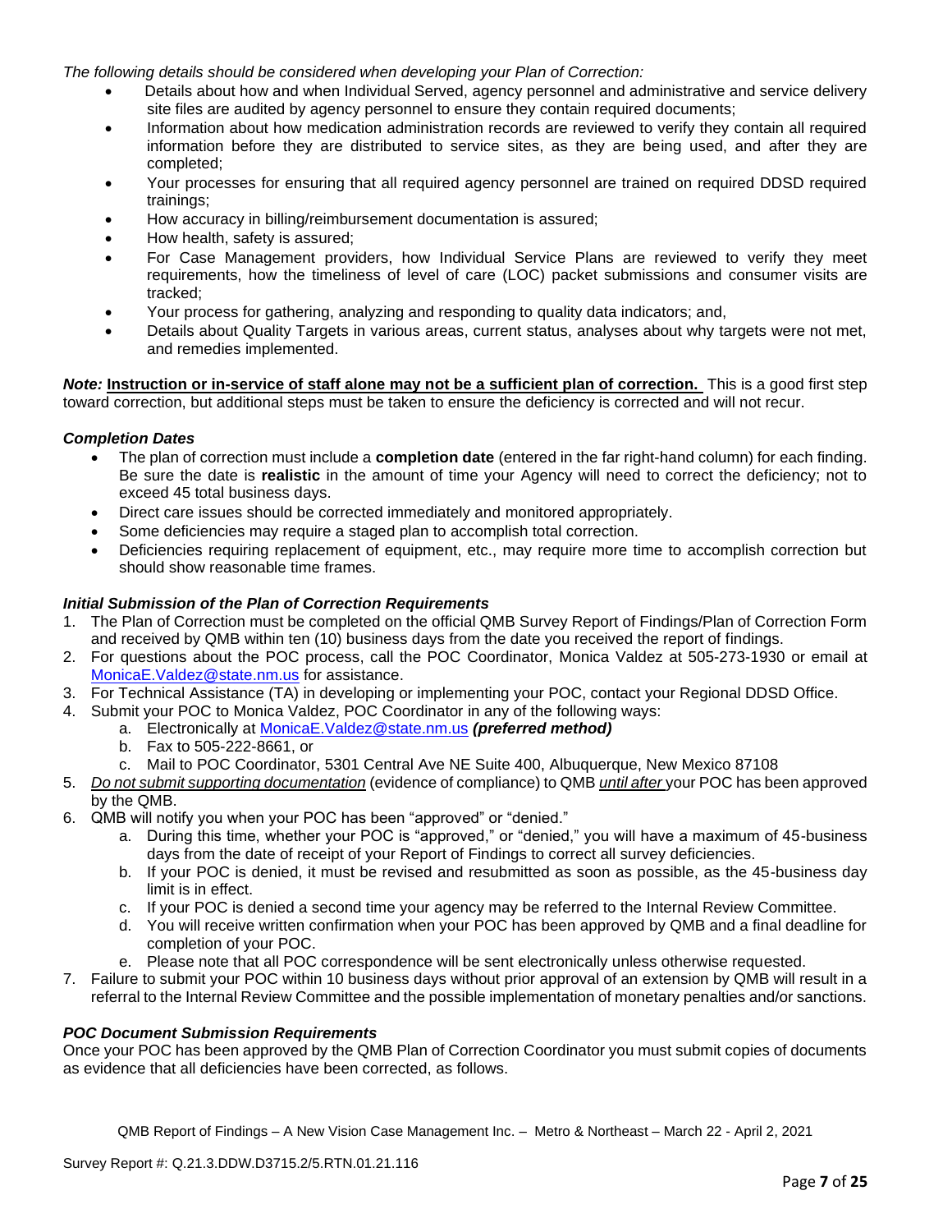*The following details should be considered when developing your Plan of Correction:*

- Details about how and when Individual Served, agency personnel and administrative and service delivery site files are audited by agency personnel to ensure they contain required documents;
- Information about how medication administration records are reviewed to verify they contain all required information before they are distributed to service sites, as they are being used, and after they are completed;
- Your processes for ensuring that all required agency personnel are trained on required DDSD required trainings;
- How accuracy in billing/reimbursement documentation is assured;
- How health, safety is assured;
- For Case Management providers, how Individual Service Plans are reviewed to verify they meet requirements, how the timeliness of level of care (LOC) packet submissions and consumer visits are tracked;
- Your process for gathering, analyzing and responding to quality data indicators; and,
- Details about Quality Targets in various areas, current status, analyses about why targets were not met, and remedies implemented.

***Note:*** **Instruction or in-service of staff alone may not be a sufficient plan of correction.** This is a good first step toward correction, but additional steps must be taken to ensure the deficiency is corrected and will not recur.

### *Completion Dates*

- The plan of correction must include a **completion date** (entered in the far right-hand column) for each finding. Be sure the date is **realistic** in the amount of time your Agency will need to correct the deficiency; not to exceed 45 total business days.
- Direct care issues should be corrected immediately and monitored appropriately.
- Some deficiencies may require a staged plan to accomplish total correction.
- Deficiencies requiring replacement of equipment, etc., may require more time to accomplish correction but should show reasonable time frames.

### *Initial Submission of the Plan of Correction Requirements*

1. The Plan of Correction must be completed on the official QMB Survey Report of Findings/Plan of Correction Form and received by QMB within ten (10) business days from the date you received the report of findings.
2. For questions about the POC process, call the POC Coordinator, Monica Valdez at 505-273-1930 or email at MonicaE.Valdez@state.nm.us for assistance.
3. For Technical Assistance (TA) in developing or implementing your POC, contact your Regional DDSD Office.
4. Submit your POC to Monica Valdez, POC Coordinator in any of the following ways:
   a. Electronically at MonicaE.Valdez@state.nm.us ***(preferred method)***
   b. Fax to 505-222-8661, or
   c. Mail to POC Coordinator, 5301 Central Ave NE Suite 400, Albuquerque, New Mexico 87108
5. *Do not submit supporting documentation* (evidence of compliance) to QMB *until after* your POC has been approved by the QMB.
6. QMB will notify you when your POC has been "approved" or "denied."
   a. During this time, whether your POC is "approved," or "denied," you will have a maximum of 45-business days from the date of receipt of your Report of Findings to correct all survey deficiencies.
   b. If your POC is denied, it must be revised and resubmitted as soon as possible, as the 45-business day limit is in effect.
   c. If your POC is denied a second time your agency may be referred to the Internal Review Committee.
   d. You will receive written confirmation when your POC has been approved by QMB and a final deadline for completion of your POC.
   e. Please note that all POC correspondence will be sent electronically unless otherwise requested.
7. Failure to submit your POC within 10 business days without prior approval of an extension by QMB will result in a referral to the Internal Review Committee and the possible implementation of monetary penalties and/or sanctions.

### *POC Document Submission Requirements*

Once your POC has been approved by the QMB Plan of Correction Coordinator you must submit copies of documents as evidence that all deficiencies have been corrected, as follows.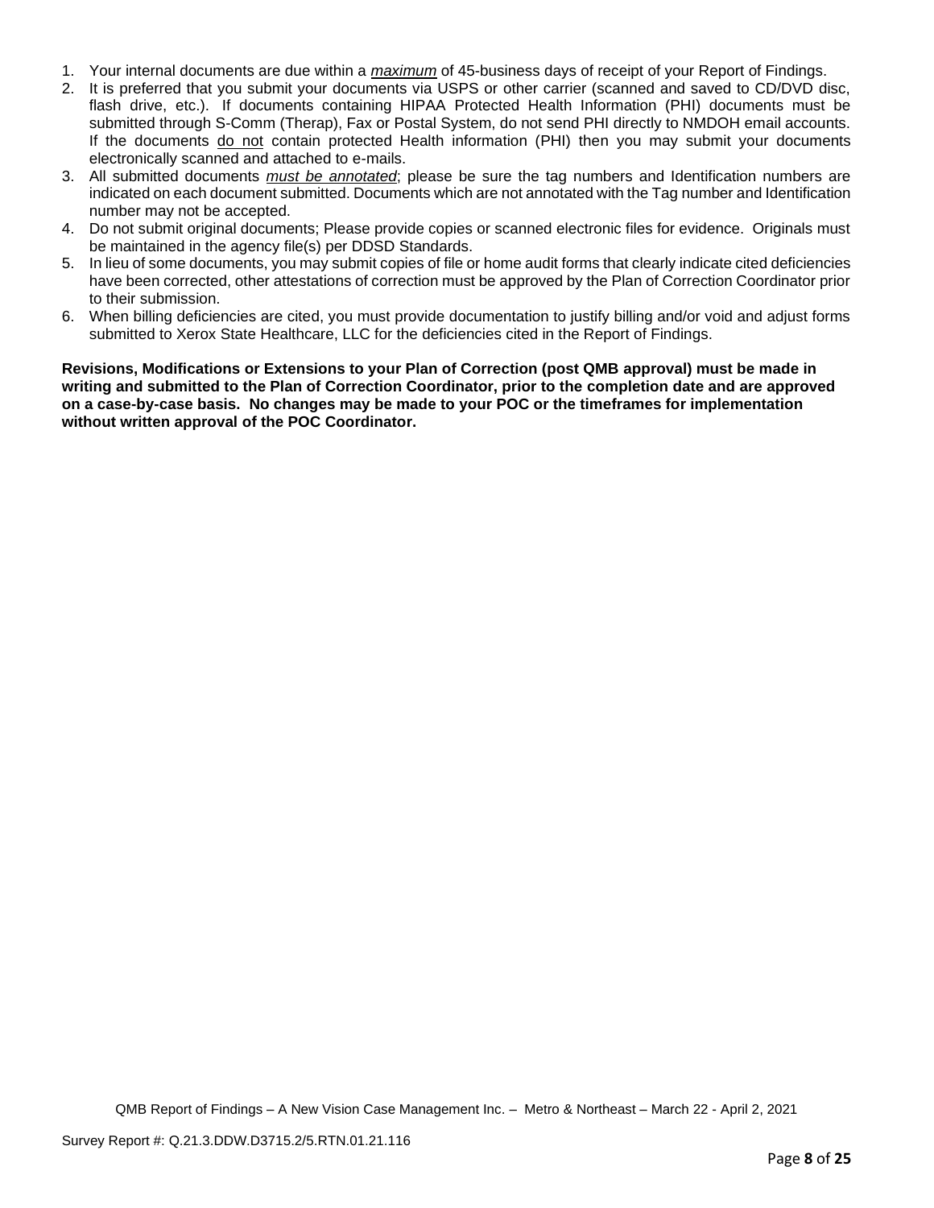1. Your internal documents are due within a ***maximum*** of 45-business days of receipt of your Report of Findings.
2. It is preferred that you submit your documents via USPS or other carrier (scanned and saved to CD/DVD disc, flash drive, etc.). If documents containing HIPAA Protected Health Information (PHI) documents must be submitted through S-Comm (Therap), Fax or Postal System, do not send PHI directly to NMDOH email accounts. If the documents do not contain protected Health information (PHI) then you may submit your documents electronically scanned and attached to e-mails.
3. All submitted documents ***must be annotated***; please be sure the tag numbers and Identification numbers are indicated on each document submitted. Documents which are not annotated with the Tag number and Identification number may not be accepted.
4. Do not submit original documents; Please provide copies or scanned electronic files for evidence. Originals must be maintained in the agency file(s) per DDSD Standards.
5. In lieu of some documents, you may submit copies of file or home audit forms that clearly indicate cited deficiencies have been corrected, other attestations of correction must be approved by the Plan of Correction Coordinator prior to their submission.
6. When billing deficiencies are cited, you must provide documentation to justify billing and/or void and adjust forms submitted to Xerox State Healthcare, LLC for the deficiencies cited in the Report of Findings.

**Revisions, Modifications or Extensions to your Plan of Correction (post QMB approval) must be made in writing and submitted to the Plan of Correction Coordinator, prior to the completion date and are approved on a case-by-case basis. No changes may be made to your POC or the timeframes for implementation without written approval of the POC Coordinator.**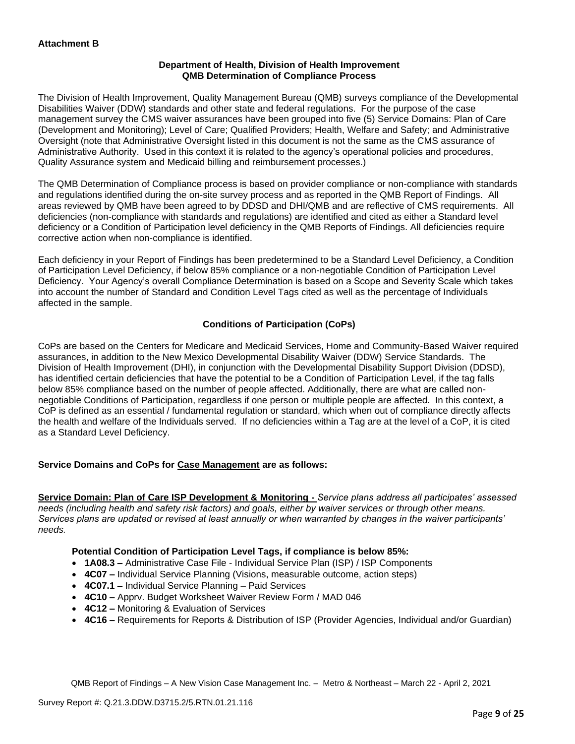**Attachment B**

**Department of Health, Division of Health Improvement**
**QMB Determination of Compliance Process**

The Division of Health Improvement, Quality Management Bureau (QMB) surveys compliance of the Developmental Disabilities Waiver (DDW) standards and other state and federal regulations. For the purpose of the case management survey the CMS waiver assurances have been grouped into five (5) Service Domains: Plan of Care (Development and Monitoring); Level of Care; Qualified Providers; Health, Welfare and Safety; and Administrative Oversight (note that Administrative Oversight listed in this document is not the same as the CMS assurance of Administrative Authority. Used in this context it is related to the agency's operational policies and procedures, Quality Assurance system and Medicaid billing and reimbursement processes.)

The QMB Determination of Compliance process is based on provider compliance or non-compliance with standards and regulations identified during the on-site survey process and as reported in the QMB Report of Findings. All areas reviewed by QMB have been agreed to by DDSD and DHI/QMB and are reflective of CMS requirements. All deficiencies (non-compliance with standards and regulations) are identified and cited as either a Standard level deficiency or a Condition of Participation level deficiency in the QMB Reports of Findings. All deficiencies require corrective action when non-compliance is identified.

Each deficiency in your Report of Findings has been predetermined to be a Standard Level Deficiency, a Condition of Participation Level Deficiency, if below 85% compliance or a non-negotiable Condition of Participation Level Deficiency. Your Agency's overall Compliance Determination is based on a Scope and Severity Scale which takes into account the number of Standard and Condition Level Tags cited as well as the percentage of Individuals affected in the sample.

**Conditions of Participation (CoPs)**

CoPs are based on the Centers for Medicare and Medicaid Services, Home and Community-Based Waiver required assurances, in addition to the New Mexico Developmental Disability Waiver (DDW) Service Standards. The Division of Health Improvement (DHI), in conjunction with the Developmental Disability Support Division (DDSD), has identified certain deficiencies that have the potential to be a Condition of Participation Level, if the tag falls below 85% compliance based on the number of people affected. Additionally, there are what are called non-negotiable Conditions of Participation, regardless if one person or multiple people are affected. In this context, a CoP is defined as an essential / fundamental regulation or standard, which when out of compliance directly affects the health and welfare of the Individuals served. If no deficiencies within a Tag are at the level of a CoP, it is cited as a Standard Level Deficiency.

**Service Domains and CoPs for Case Management are as follows:**

**Service Domain: Plan of Care ISP Development & Monitoring -** *Service plans address all participates' assessed needs (including health and safety risk factors) and goals, either by waiver services or through other means. Services plans are updated or revised at least annually or when warranted by changes in the waiver participants' needs.*

**Potential Condition of Participation Level Tags, if compliance is below 85%:**

- **1A08.3 –** Administrative Case File - Individual Service Plan (ISP) / ISP Components
- **4C07 –** Individual Service Planning (Visions, measurable outcome, action steps)
- **4C07.1 –** Individual Service Planning – Paid Services
- **4C10 –** Apprv. Budget Worksheet Waiver Review Form / MAD 046
- **4C12 –** Monitoring & Evaluation of Services
- **4C16 –** Requirements for Reports & Distribution of ISP (Provider Agencies, Individual and/or Guardian)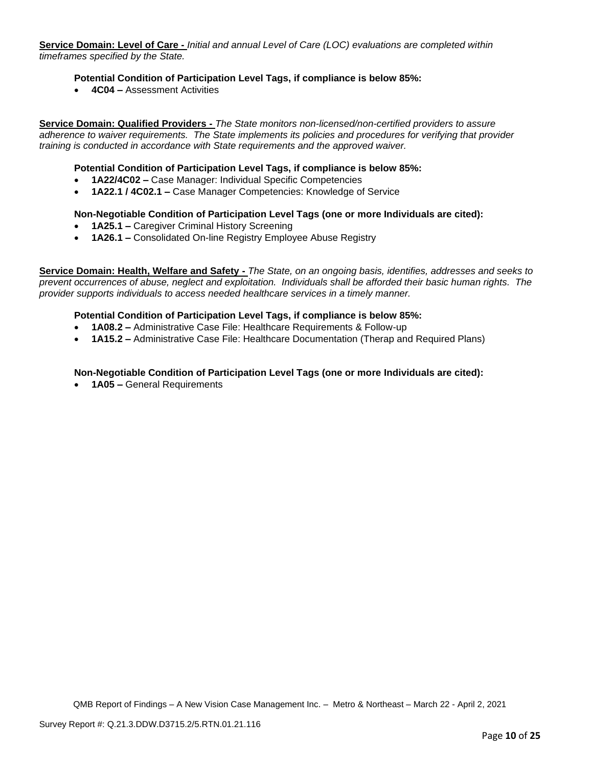**Service Domain: Level of Care -** *Initial and annual Level of Care (LOC) evaluations are completed within timeframes specified by the State.*

**Potential Condition of Participation Level Tags, if compliance is below 85%:**

- **4C04 –** Assessment Activities

**Service Domain: Qualified Providers -** *The State monitors non-licensed/non-certified providers to assure adherence to waiver requirements. The State implements its policies and procedures for verifying that provider training is conducted in accordance with State requirements and the approved waiver.*

**Potential Condition of Participation Level Tags, if compliance is below 85%:**

- **1A22/4C02 –** Case Manager: Individual Specific Competencies
- **1A22.1 / 4C02.1 –** Case Manager Competencies: Knowledge of Service

**Non-Negotiable Condition of Participation Level Tags (one or more Individuals are cited):**

- **1A25.1 –** Caregiver Criminal History Screening
- **1A26.1 –** Consolidated On-line Registry Employee Abuse Registry

**Service Domain: Health, Welfare and Safety -** *The State, on an ongoing basis, identifies, addresses and seeks to prevent occurrences of abuse, neglect and exploitation. Individuals shall be afforded their basic human rights. The provider supports individuals to access needed healthcare services in a timely manner.*

**Potential Condition of Participation Level Tags, if compliance is below 85%:**

- **1A08.2 –** Administrative Case File: Healthcare Requirements & Follow-up
- **1A15.2 –** Administrative Case File: Healthcare Documentation (Therap and Required Plans)

**Non-Negotiable Condition of Participation Level Tags (one or more Individuals are cited):**

- **1A05 –** General Requirements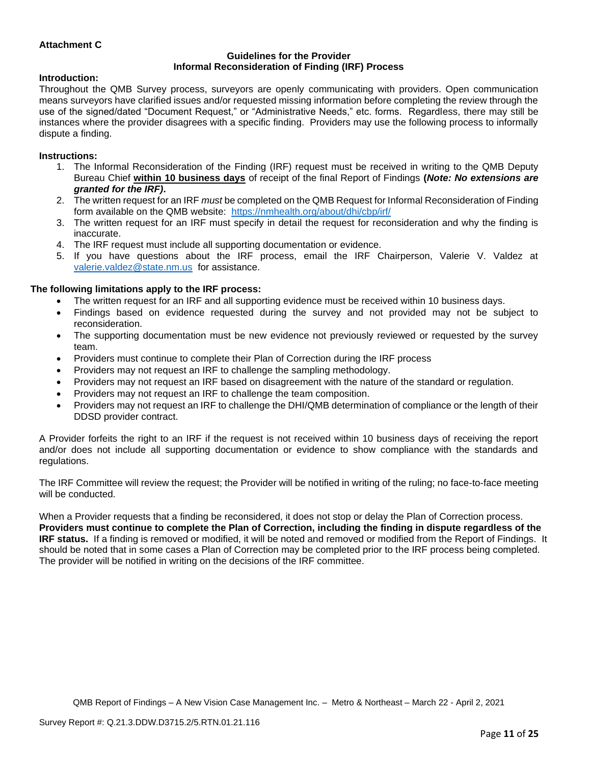**Attachment C**

**Guidelines for the Provider**
**Informal Reconsideration of Finding (IRF) Process**

**Introduction:**

Throughout the QMB Survey process, surveyors are openly communicating with providers. Open communication means surveyors have clarified issues and/or requested missing information before completing the review through the use of the signed/dated "Document Request," or "Administrative Needs," etc. forms. Regardless, there may still be instances where the provider disagrees with a specific finding. Providers may use the following process to informally dispute a finding.

**Instructions:**

1. The Informal Reconsideration of the Finding (IRF) request must be received in writing to the QMB Deputy Bureau Chief **within 10 business days** of receipt of the final Report of Findings **(*Note: No extensions are granted for the IRF)*.**
2. The written request for an IRF *must* be completed on the QMB Request for Informal Reconsideration of Finding form available on the QMB website: https://nmhealth.org/about/dhi/cbp/irf/
3. The written request for an IRF must specify in detail the request for reconsideration and why the finding is inaccurate.
4. The IRF request must include all supporting documentation or evidence.
5. If you have questions about the IRF process, email the IRF Chairperson, Valerie V. Valdez at valerie.valdez@state.nm.us for assistance.

**The following limitations apply to the IRF process:**

- The written request for an IRF and all supporting evidence must be received within 10 business days.
- Findings based on evidence requested during the survey and not provided may not be subject to reconsideration.
- The supporting documentation must be new evidence not previously reviewed or requested by the survey team.
- Providers must continue to complete their Plan of Correction during the IRF process
- Providers may not request an IRF to challenge the sampling methodology.
- Providers may not request an IRF based on disagreement with the nature of the standard or regulation.
- Providers may not request an IRF to challenge the team composition.
- Providers may not request an IRF to challenge the DHI/QMB determination of compliance or the length of their DDSD provider contract.

A Provider forfeits the right to an IRF if the request is not received within 10 business days of receiving the report and/or does not include all supporting documentation or evidence to show compliance with the standards and regulations.

The IRF Committee will review the request; the Provider will be notified in writing of the ruling; no face-to-face meeting will be conducted.

When a Provider requests that a finding be reconsidered, it does not stop or delay the Plan of Correction process. **Providers must continue to complete the Plan of Correction, including the finding in dispute regardless of the IRF status.** If a finding is removed or modified, it will be noted and removed or modified from the Report of Findings. It should be noted that in some cases a Plan of Correction may be completed prior to the IRF process being completed. The provider will be notified in writing on the decisions of the IRF committee.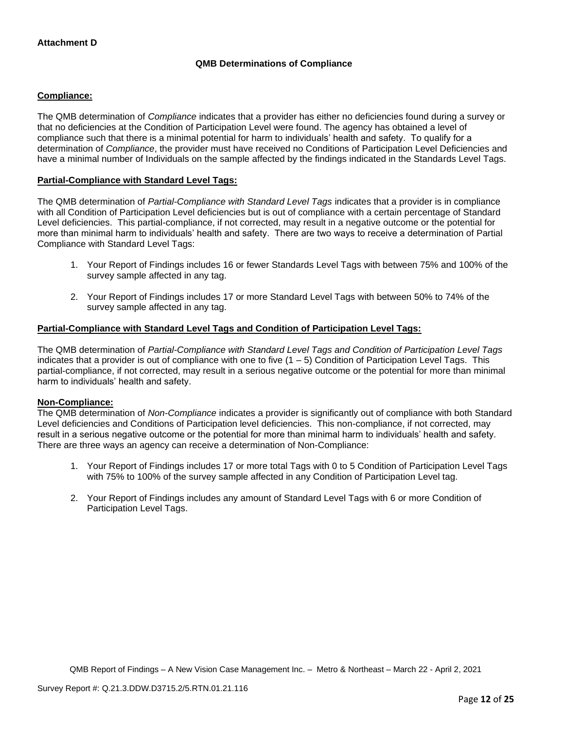**Attachment D**

## QMB Determinations of Compliance

**Compliance:**

The QMB determination of *Compliance* indicates that a provider has either no deficiencies found during a survey or that no deficiencies at the Condition of Participation Level were found. The agency has obtained a level of compliance such that there is a minimal potential for harm to individuals' health and safety. To qualify for a determination of *Compliance*, the provider must have received no Conditions of Participation Level Deficiencies and have a minimal number of Individuals on the sample affected by the findings indicated in the Standards Level Tags.

**Partial-Compliance with Standard Level Tags:**

The QMB determination of *Partial-Compliance with Standard Level Tags* indicates that a provider is in compliance with all Condition of Participation Level deficiencies but is out of compliance with a certain percentage of Standard Level deficiencies. This partial-compliance, if not corrected, may result in a negative outcome or the potential for more than minimal harm to individuals' health and safety. There are two ways to receive a determination of Partial Compliance with Standard Level Tags:

1. Your Report of Findings includes 16 or fewer Standards Level Tags with between 75% and 100% of the survey sample affected in any tag.

2. Your Report of Findings includes 17 or more Standard Level Tags with between 50% to 74% of the survey sample affected in any tag.

**Partial-Compliance with Standard Level Tags and Condition of Participation Level Tags:**

The QMB determination of *Partial-Compliance with Standard Level Tags and Condition of Participation Level Tags* indicates that a provider is out of compliance with one to five (1 – 5) Condition of Participation Level Tags. This partial-compliance, if not corrected, may result in a serious negative outcome or the potential for more than minimal harm to individuals' health and safety.

**Non-Compliance:**

The QMB determination of *Non-Compliance* indicates a provider is significantly out of compliance with both Standard Level deficiencies and Conditions of Participation level deficiencies. This non-compliance, if not corrected, may result in a serious negative outcome or the potential for more than minimal harm to individuals' health and safety. There are three ways an agency can receive a determination of Non-Compliance:

1. Your Report of Findings includes 17 or more total Tags with 0 to 5 Condition of Participation Level Tags with 75% to 100% of the survey sample affected in any Condition of Participation Level tag.

2. Your Report of Findings includes any amount of Standard Level Tags with 6 or more Condition of Participation Level Tags.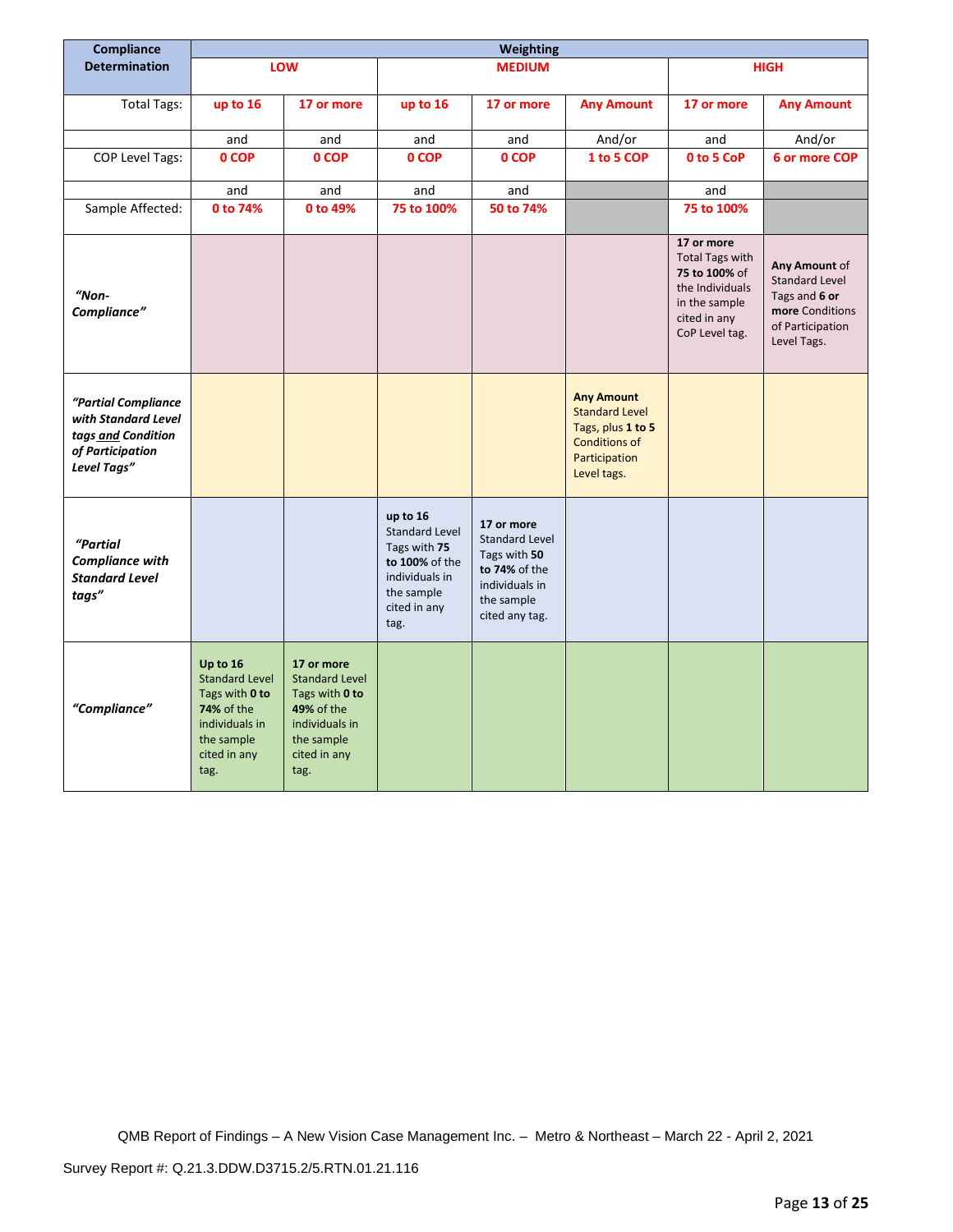| Compliance Determination | Weighting | | | | | | |
|---|---|---|---|---|---|---|---|
| | **LOW** | | **MEDIUM** | | | **HIGH** | |
| Total Tags: | **up to 16** | **17 or more** | **up to 16** | **17 or more** | **Any Amount** | **17 or more** | **Any Amount** |
| | and | and | and | and | And/or | and | And/or |
| COP Level Tags: | **0 COP** | **0 COP** | **0 COP** | **0 COP** | **1 to 5 COP** | **0 to 5 CoP** | **6 or more COP** |
| | and | and | and | and | | and | |
| Sample Affected: | **0 to 74%** | **0 to 49%** | **75 to 100%** | **50 to 74%** | | **75 to 100%** | |
| ***"Non-Compliance"*** | | | | | | **17 or more** Total Tags with **75 to 100%** of the Individuals in the sample cited in any CoP Level tag. | **Any Amount** of Standard Level Tags and **6 or more** Conditions of Participation Level Tags. |
| ***"Partial Compliance with Standard Level tags and Condition of Participation Level Tags"*** | | | | | **Any Amount** Standard Level Tags, plus **1 to 5** Conditions of Participation Level tags. | | |
| ***"Partial Compliance with Standard Level tags"*** | | | **up to 16** Standard Level Tags with **75 to 100%** of the individuals in the sample cited in any tag. | **17 or more** Standard Level Tags with **50 to 74%** of the individuals in the sample cited any tag. | | | |
| ***"Compliance"*** | **Up to 16** Standard Level Tags with **0 to 74%** of the individuals in the sample cited in any tag. | **17 or more** Standard Level Tags with **0 to 49%** of the individuals in the sample cited in any tag. | | | | | |

QMB Report of Findings – A New Vision Case Management Inc. – Metro & Northeast – March 22 - April 2, 2021

Survey Report #: Q.21.3.DDW.D3715.2/5.RTN.01.21.116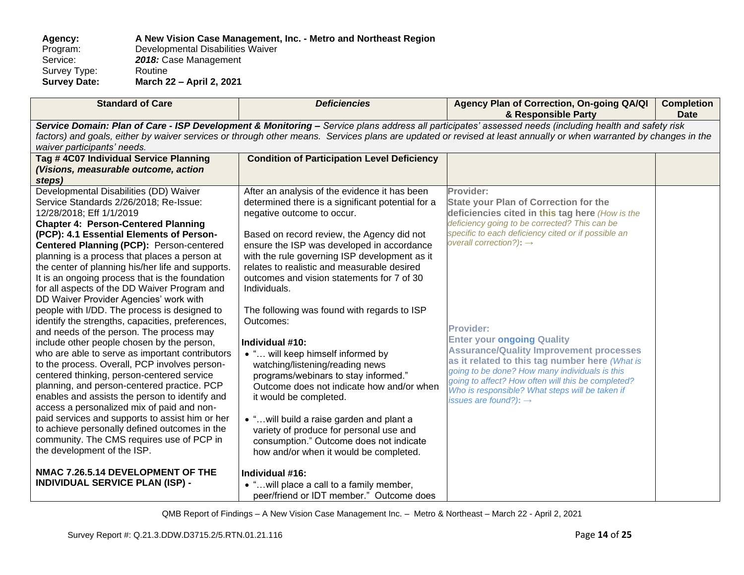**Agency:** **A New Vision Case Management, Inc. - Metro and Northeast Region**
Program: Developmental Disabilities Waiver
Service: ***2018:*** Case Management
Survey Type: Routine
**Survey Date:** **March 22 – April 2, 2021**

| Standard of Care | Deficiencies | Agency Plan of Correction, On-going QA/QI & Responsible Party | Completion Date |
|---|---|---|---|
| ***Service Domain: Plan of Care - ISP Development & Monitoring –*** *Service plans address all participates' assessed needs (including health and safety risk factors) and goals, either by waiver services or through other means. Services plans are updated or revised at least annually or when warranted by changes in the waiver participants' needs.* | | | |
| **Tag # 4C07 Individual Service Planning *(Visions, measurable outcome, action steps)*** | **Condition of Participation Level Deficiency** | | |
| Developmental Disabilities (DD) Waiver Service Standards 2/26/2018; Re-Issue: 12/28/2018; Eff 1/1/2019<br>**Chapter 4: Person-Centered Planning (PCP): 4.1 Essential Elements of Person-Centered Planning (PCP):** Person-centered planning is a process that places a person at the center of planning his/her life and supports. It is an ongoing process that is the foundation for all aspects of the DD Waiver Program and DD Waiver Provider Agencies' work with people with I/DD. The process is designed to identify the strengths, capacities, preferences, and needs of the person. The process may include other people chosen by the person, who are able to serve as important contributors to the process. Overall, PCP involves person-centered thinking, person-centered service planning, and person-centered practice. PCP enables and assists the person to identify and access a personalized mix of paid and non-paid services and supports to assist him or her to achieve personally defined outcomes in the community. The CMS requires use of PCP in the development of the ISP.<br><br>**NMAC 7.26.5.14 DEVELOPMENT OF THE INDIVIDUAL SERVICE PLAN (ISP) -** | After an analysis of the evidence it has been determined there is a significant potential for a negative outcome to occur.<br><br>Based on record review, the Agency did not ensure the ISP was developed in accordance with the rule governing ISP development as it relates to realistic and measurable desired outcomes and vision statements for 7 of 30 Individuals.<br><br>The following was found with regards to ISP Outcomes:<br><br>**Individual #10:**<br>• "… will keep himself informed by watching/listening/reading news programs/webinars to stay informed." Outcome does not indicate how and/or when it would be completed.<br><br>• "…will build a raise garden and plant a variety of produce for personal use and consumption." Outcome does not indicate how and/or when it would be completed.<br><br>**Individual #16:**<br>• "…will place a call to a family member, peer/friend or IDT member." Outcome does | **Provider:**<br>**State your Plan of Correction for the deficiencies cited in this tag here** *(How is the deficiency going to be corrected? This can be specific to each deficiency cited or if possible an overall correction?)*: →<br><br>**Provider:**<br>**Enter your ongoing Quality Assurance/Quality Improvement processes as it related to this tag number here** *(What is going to be done? How many individuals is this going to affect? How often will this be completed? Who is responsible? What steps will be taken if issues are found?)*: → | |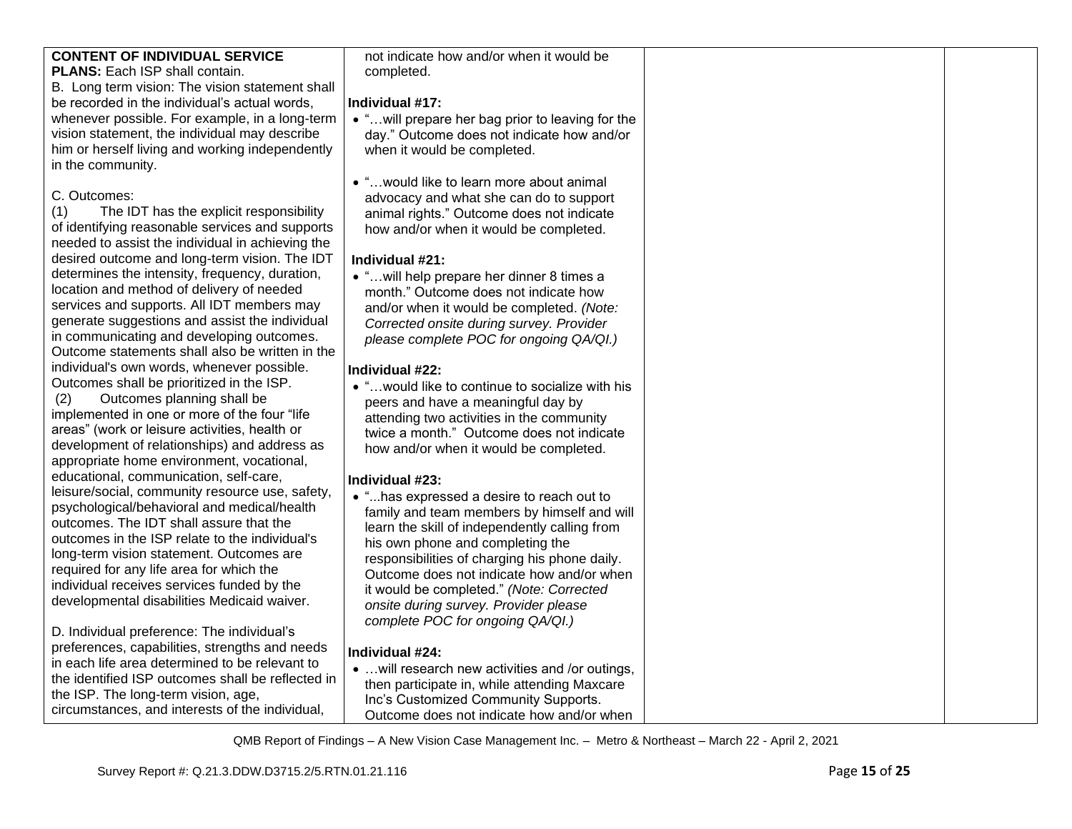| | | | |
|---|---|---|---|
| **CONTENT OF INDIVIDUAL SERVICE PLANS:** Each ISP shall contain.<br>B. Long term vision: The vision statement shall be recorded in the individual's actual words, whenever possible. For example, in a long-term vision statement, the individual may describe him or herself living and working independently in the community.<br><br>C. Outcomes:<br>(1) The IDT has the explicit responsibility of identifying reasonable services and supports needed to assist the individual in achieving the desired outcome and long-term vision. The IDT determines the intensity, frequency, duration, location and method of delivery of needed services and supports. All IDT members may generate suggestions and assist the individual in communicating and developing outcomes. Outcome statements shall also be written in the individual's own words, whenever possible. Outcomes shall be prioritized in the ISP.<br>(2) Outcomes planning shall be implemented in one or more of the four "life areas" (work or leisure activities, health or development of relationships) and address as appropriate home environment, vocational, educational, communication, self-care, leisure/social, community resource use, safety, psychological/behavioral and medical/health outcomes. The IDT shall assure that the outcomes in the ISP relate to the individual's long-term vision statement. Outcomes are required for any life area for which the individual receives services funded by the developmental disabilities Medicaid waiver.<br><br>D. Individual preference: The individual's preferences, capabilities, strengths and needs in each life area determined to be relevant to the identified ISP outcomes shall be reflected in the ISP. The long-term vision, age, circumstances, and interests of the individual, | not indicate how and/or when it would be completed.<br><br>**Individual #17:**<br>• "…will prepare her bag prior to leaving for the day." Outcome does not indicate how and/or when it would be completed.<br><br>• "…would like to learn more about animal advocacy and what she can do to support animal rights." Outcome does not indicate how and/or when it would be completed.<br><br>**Individual #21:**<br>• "…will help prepare her dinner 8 times a month." Outcome does not indicate how and/or when it would be completed. *(Note: Corrected onsite during survey. Provider please complete POC for ongoing QA/QI.)*<br><br>**Individual #22:**<br>• "…would like to continue to socialize with his peers and have a meaningful day by attending two activities in the community twice a month." Outcome does not indicate how and/or when it would be completed.<br><br>**Individual #23:**<br>• "...has expressed a desire to reach out to family and team members by himself and will learn the skill of independently calling from his own phone and completing the responsibilities of charging his phone daily. Outcome does not indicate how and/or when it would be completed." *(Note: Corrected onsite during survey. Provider please complete POC for ongoing QA/QI.)*<br><br>**Individual #24:**<br>• …will research new activities and /or outings, then participate in, while attending Maxcare Inc's Customized Community Supports. Outcome does not indicate how and/or when | | |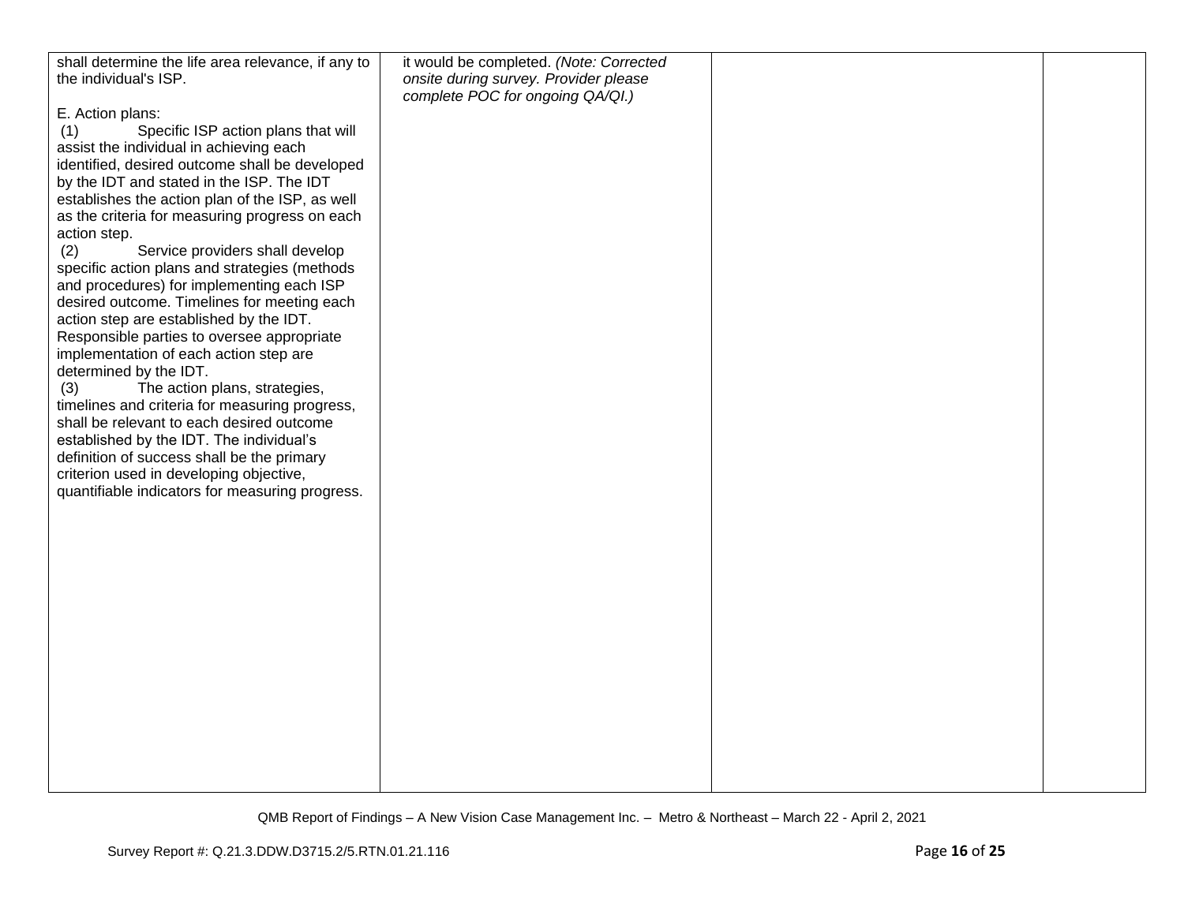| | | | |
|---|---|---|---|
| shall determine the life area relevance, if any to the individual's ISP.<br><br>E. Action plans:<br>(1) Specific ISP action plans that will assist the individual in achieving each identified, desired outcome shall be developed by the IDT and stated in the ISP. The IDT establishes the action plan of the ISP, as well as the criteria for measuring progress on each action step.<br>(2) Service providers shall develop specific action plans and strategies (methods and procedures) for implementing each ISP desired outcome. Timelines for meeting each action step are established by the IDT. Responsible parties to oversee appropriate implementation of each action step are determined by the IDT.<br>(3) The action plans, strategies, timelines and criteria for measuring progress, shall be relevant to each desired outcome established by the IDT. The individual's definition of success shall be the primary criterion used in developing objective, quantifiable indicators for measuring progress. | it would be completed. *(Note: Corrected onsite during survey. Provider please complete POC for ongoing QA/QI.)* | | |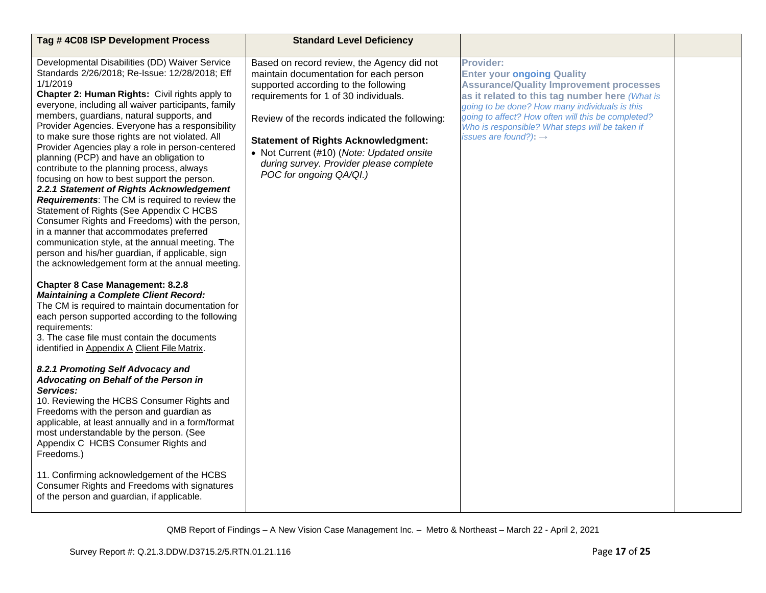| Tag # 4C08 ISP Development Process | Standard Level Deficiency | | |
|---|---|---|---|
| Developmental Disabilities (DD) Waiver Service Standards 2/26/2018; Re-Issue: 12/28/2018; Eff 1/1/2019<br>**Chapter 2: Human Rights:** Civil rights apply to everyone, including all waiver participants, family members, guardians, natural supports, and Provider Agencies. Everyone has a responsibility to make sure those rights are not violated. All Provider Agencies play a role in person-centered planning (PCP) and have an obligation to contribute to the planning process, always focusing on how to best support the person.<br>***2.2.1 Statement of Rights Acknowledgement Requirements***: The CM is required to review the Statement of Rights (See Appendix C HCBS Consumer Rights and Freedoms) with the person, in a manner that accommodates preferred communication style, at the annual meeting. The person and his/her guardian, if applicable, sign the acknowledgement form at the annual meeting.<br><br>**Chapter 8 Case Management: 8.2.8** ***Maintaining a Complete Client Record:***<br>The CM is required to maintain documentation for each person supported according to the following requirements:<br>3. The case file must contain the documents identified in Appendix A Client File Matrix.<br><br>***8.2.1 Promoting Self Advocacy and Advocating on Behalf of the Person in Services:***<br>10. Reviewing the HCBS Consumer Rights and Freedoms with the person and guardian as applicable, at least annually and in a form/format most understandable by the person. (See Appendix C HCBS Consumer Rights and Freedoms.)<br><br>11. Confirming acknowledgement of the HCBS Consumer Rights and Freedoms with signatures of the person and guardian, if applicable. | Based on record review, the Agency did not maintain documentation for each person supported according to the following requirements for 1 of 30 individuals.<br><br>Review of the records indicated the following:<br><br>**Statement of Rights Acknowledgment:**<br>• Not Current (#10) (*Note: Updated onsite during survey. Provider please complete POC for ongoing QA/QI.)* | **Provider:**<br>**Enter your ongoing Quality Assurance/Quality Improvement processes as it related to this tag number here** *(What is going to be done? How many individuals is this going to affect? How often will this be completed? Who is responsible? What steps will be taken if issues are found?)*: → | |

QMB Report of Findings – A New Vision Case Management Inc. – Metro & Northeast – March 22 - April 2, 2021

Survey Report #: Q.21.3.DDW.D3715.2/5.RTN.01.21.116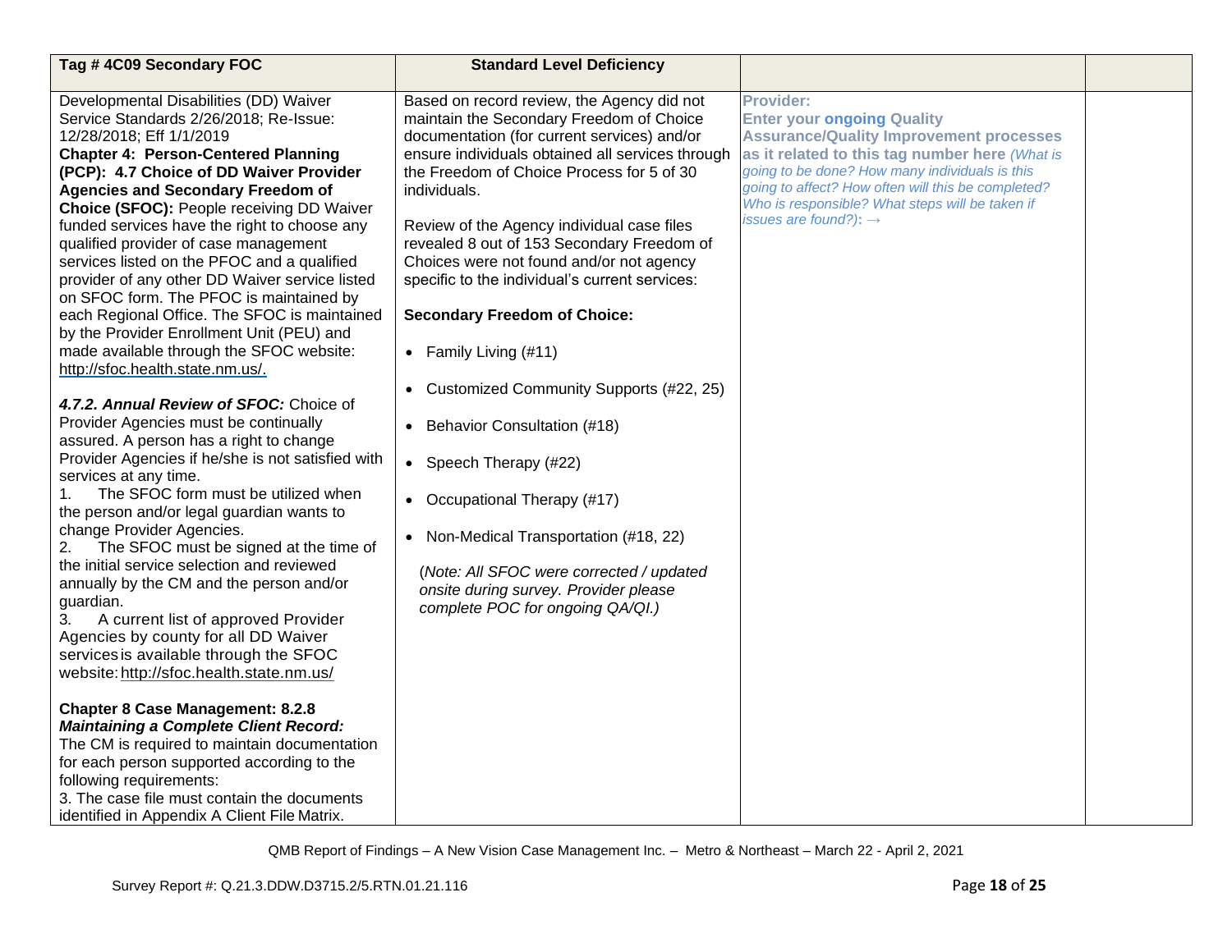| Tag # 4C09 Secondary FOC | Standard Level Deficiency | | |
|---|---|---|---|
| Developmental Disabilities (DD) Waiver Service Standards 2/26/2018; Re-Issue: 12/28/2018; Eff 1/1/2019<br>**Chapter 4: Person-Centered Planning (PCP): 4.7 Choice of DD Waiver Provider Agencies and Secondary Freedom of Choice (SFOC):** People receiving DD Waiver funded services have the right to choose any qualified provider of case management services listed on the PFOC and a qualified provider of any other DD Waiver service listed on SFOC form. The PFOC is maintained by each Regional Office. The SFOC is maintained by the Provider Enrollment Unit (PEU) and made available through the SFOC website: http://sfoc.health.state.nm.us/.<br><br>***4.7.2. Annual Review of SFOC:*** Choice of Provider Agencies must be continually assured. A person has a right to change Provider Agencies if he/she is not satisfied with services at any time.<br>1. The SFOC form must be utilized when the person and/or legal guardian wants to change Provider Agencies.<br>2. The SFOC must be signed at the time of the initial service selection and reviewed annually by the CM and the person and/or guardian.<br>3. A current list of approved Provider Agencies by county for all DD Waiver services is available through the SFOC website: http://sfoc.health.state.nm.us/<br><br>**Chapter 8 Case Management: 8.2.8 *Maintaining a Complete Client Record:***<br>The CM is required to maintain documentation for each person supported according to the following requirements:<br>3. The case file must contain the documents identified in Appendix A Client File Matrix. | Based on record review, the Agency did not maintain the Secondary Freedom of Choice documentation (for current services) and/or ensure individuals obtained all services through the Freedom of Choice Process for 5 of 30 individuals.<br><br>Review of the Agency individual case files revealed 8 out of 153 Secondary Freedom of Choices were not found and/or not agency specific to the individual's current services:<br><br>**Secondary Freedom of Choice:**<br><br>• Family Living (#11)<br><br>• Customized Community Supports (#22, 25)<br><br>• Behavior Consultation (#18)<br><br>• Speech Therapy (#22)<br><br>• Occupational Therapy (#17)<br><br>• Non-Medical Transportation (#18, 22)<br><br>*(Note: All SFOC were corrected / updated onsite during survey. Provider please complete POC for ongoing QA/QI.)* | **Provider:**<br>**Enter your ongoing Quality Assurance/Quality Improvement processes as it related to this tag number here** *(What is going to be done? How many individuals is this going to affect? How often will this be completed? Who is responsible? What steps will be taken if issues are found?):* → | |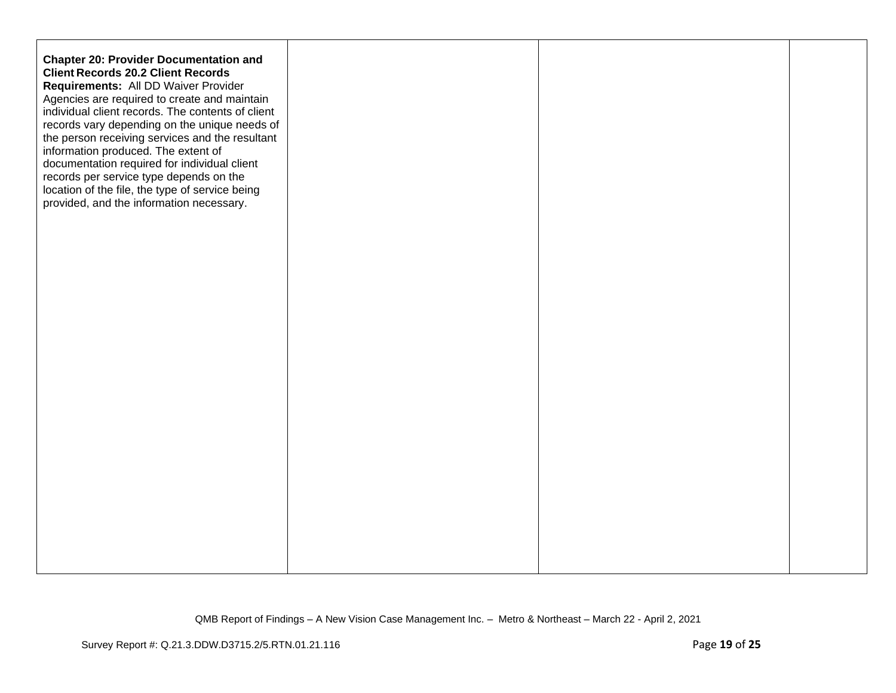| | | | |
|---|---|---|---|
| **Chapter 20: Provider Documentation and Client Records 20.2 Client Records Requirements:** All DD Waiver Provider Agencies are required to create and maintain individual client records. The contents of client records vary depending on the unique needs of the person receiving services and the resultant information produced. The extent of documentation required for individual client records per service type depends on the location of the file, the type of service being provided, and the information necessary. | | | |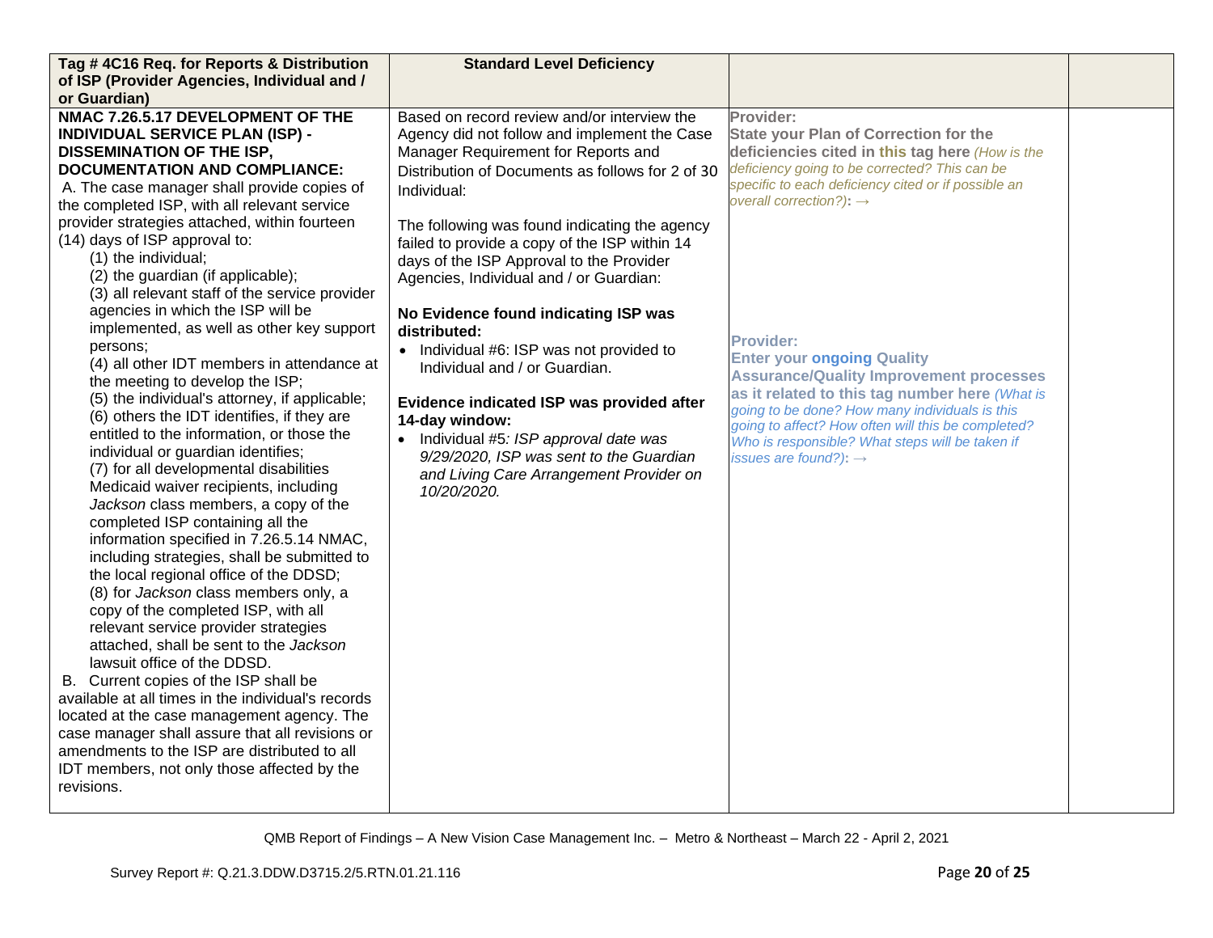| Tag # 4C16 Req. for Reports & Distribution of ISP (Provider Agencies, Individual and / or Guardian) | Standard Level Deficiency | | |
|---|---|---|---|
| **NMAC 7.26.5.17 DEVELOPMENT OF THE INDIVIDUAL SERVICE PLAN (ISP) - DISSEMINATION OF THE ISP, DOCUMENTATION AND COMPLIANCE:**<br>A. The case manager shall provide copies of the completed ISP, with all relevant service provider strategies attached, within fourteen (14) days of ISP approval to:<br>(1) the individual;<br>(2) the guardian (if applicable);<br>(3) all relevant staff of the service provider agencies in which the ISP will be implemented, as well as other key support persons;<br>(4) all other IDT members in attendance at the meeting to develop the ISP;<br>(5) the individual's attorney, if applicable;<br>(6) others the IDT identifies, if they are entitled to the information, or those the individual or guardian identifies;<br>(7) for all developmental disabilities Medicaid waiver recipients, including *Jackson* class members, a copy of the completed ISP containing all the information specified in 7.26.5.14 NMAC, including strategies, shall be submitted to the local regional office of the DDSD;<br>(8) for *Jackson* class members only, a copy of the completed ISP, with all relevant service provider strategies attached, shall be sent to the *Jackson* lawsuit office of the DDSD.<br>B. Current copies of the ISP shall be available at all times in the individual's records located at the case management agency. The case manager shall assure that all revisions or amendments to the ISP are distributed to all IDT members, not only those affected by the revisions. | Based on record review and/or interview the Agency did not follow and implement the Case Manager Requirement for Reports and Distribution of Documents as follows for 2 of 30 Individual:<br><br>The following was found indicating the agency failed to provide a copy of the ISP within 14 days of the ISP Approval to the Provider Agencies, Individual and / or Guardian:<br><br>**No Evidence found indicating ISP was distributed:**<br>• Individual #6: ISP was not provided to Individual and / or Guardian.<br><br>**Evidence indicated ISP was provided after 14-day window:**<br>• Individual #5*: ISP approval date was 9/29/2020, ISP was sent to the Guardian and Living Care Arrangement Provider on 10/20/2020.* | **Provider:**<br>**State your Plan of Correction for the deficiencies cited in this tag here** *(How is the deficiency going to be corrected? This can be specific to each deficiency cited or if possible an overall correction?)*: →<br><br><br><br><br>**Provider:**<br>**Enter your ongoing Quality Assurance/Quality Improvement processes as it related to this tag number here** *(What is going to be done? How many individuals is this going to affect? How often will this be completed? Who is responsible? What steps will be taken if issues are found?)*: → | |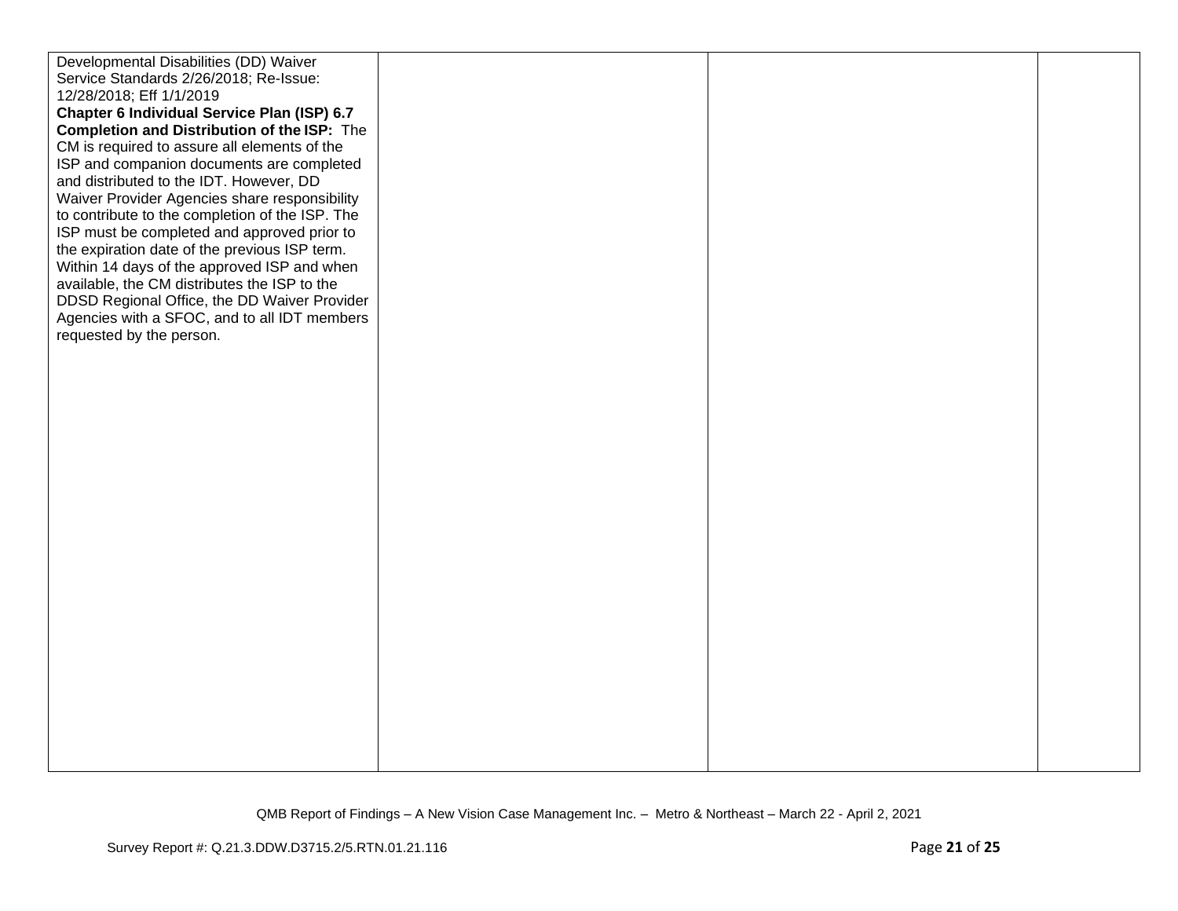| | | | |
|---|---|---|---|
| Developmental Disabilities (DD) Waiver Service Standards 2/26/2018; Re-Issue: 12/28/2018; Eff 1/1/2019<br>**Chapter 6 Individual Service Plan (ISP) 6.7 Completion and Distribution of the ISP:** The CM is required to assure all elements of the ISP and companion documents are completed and distributed to the IDT. However, DD Waiver Provider Agencies share responsibility to contribute to the completion of the ISP. The ISP must be completed and approved prior to the expiration date of the previous ISP term. Within 14 days of the approved ISP and when available, the CM distributes the ISP to the DDSD Regional Office, the DD Waiver Provider Agencies with a SFOC, and to all IDT members requested by the person. | | | |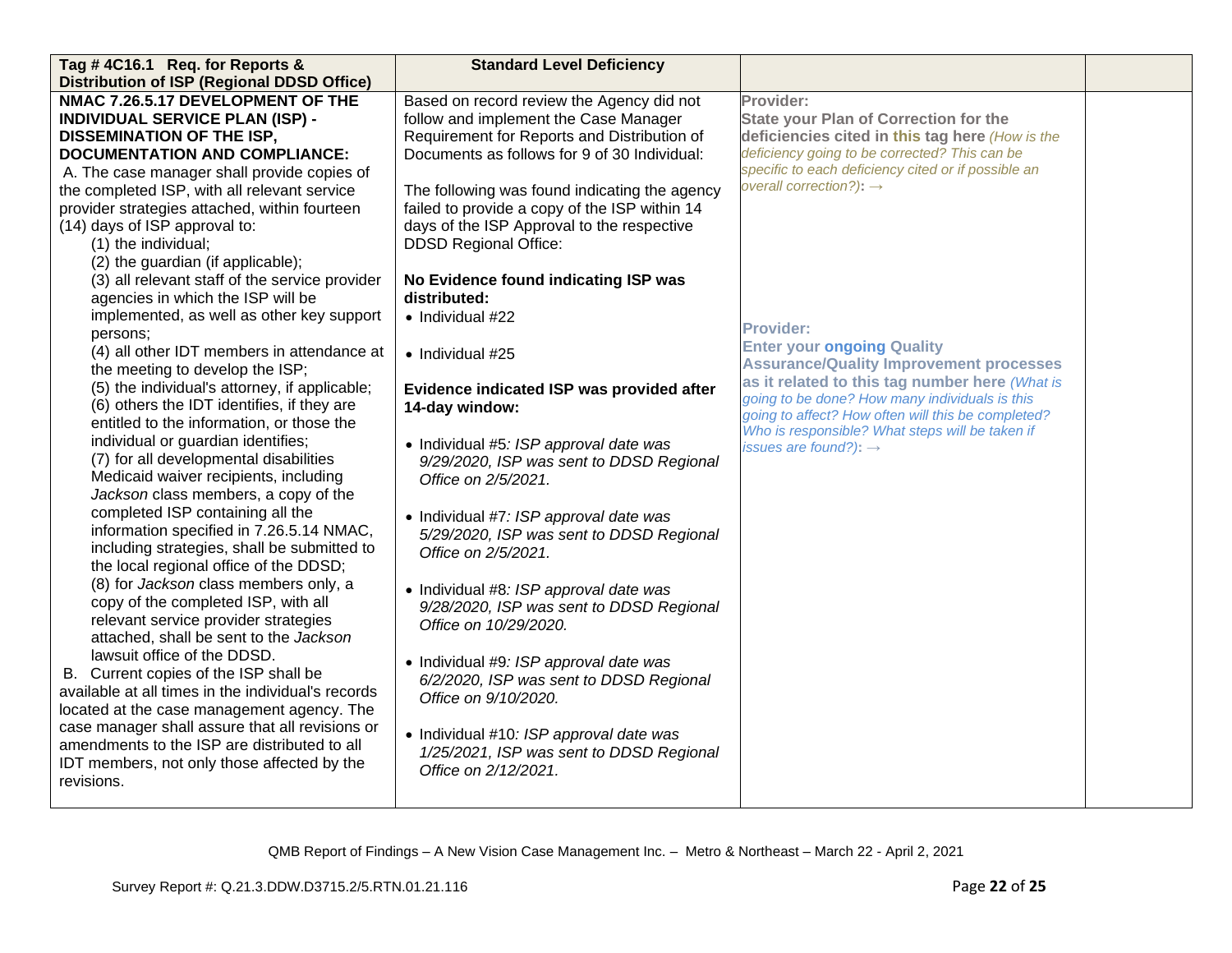| Tag # 4C16.1 Req. for Reports & Distribution of ISP (Regional DDSD Office) | Standard Level Deficiency | | |
|---|---|---|---|
| **NMAC 7.26.5.17 DEVELOPMENT OF THE INDIVIDUAL SERVICE PLAN (ISP) - DISSEMINATION OF THE ISP, DOCUMENTATION AND COMPLIANCE:**<br>A. The case manager shall provide copies of the completed ISP, with all relevant service provider strategies attached, within fourteen (14) days of ISP approval to:<br>(1) the individual;<br>(2) the guardian (if applicable);<br>(3) all relevant staff of the service provider agencies in which the ISP will be implemented, as well as other key support persons;<br>(4) all other IDT members in attendance at the meeting to develop the ISP;<br>(5) the individual's attorney, if applicable;<br>(6) others the IDT identifies, if they are entitled to the information, or those the individual or guardian identifies;<br>(7) for all developmental disabilities Medicaid waiver recipients, including *Jackson* class members, a copy of the completed ISP containing all the information specified in 7.26.5.14 NMAC, including strategies, shall be submitted to the local regional office of the DDSD;<br>(8) for *Jackson* class members only, a copy of the completed ISP, with all relevant service provider strategies attached, shall be sent to the *Jackson* lawsuit office of the DDSD.<br>B. Current copies of the ISP shall be available at all times in the individual's records located at the case management agency. The case manager shall assure that all revisions or amendments to the ISP are distributed to all IDT members, not only those affected by the revisions. | Based on record review the Agency did not follow and implement the Case Manager Requirement for Reports and Distribution of Documents as follows for 9 of 30 Individual:<br><br>The following was found indicating the agency failed to provide a copy of the ISP within 14 days of the ISP Approval to the respective DDSD Regional Office:<br><br>**No Evidence found indicating ISP was distributed:**<br>• Individual #22<br>• Individual #25<br><br>**Evidence indicated ISP was provided after 14-day window:**<br>• Individual #5*: ISP approval date was 9/29/2020, ISP was sent to DDSD Regional Office on 2/5/2021.*<br>• Individual #7*: ISP approval date was 5/29/2020, ISP was sent to DDSD Regional Office on 2/5/2021.*<br>• Individual #8*: ISP approval date was 9/28/2020, ISP was sent to DDSD Regional Office on 10/29/2020.*<br>• Individual #9*: ISP approval date was 6/2/2020, ISP was sent to DDSD Regional Office on 9/10/2020.*<br>• Individual #10*: ISP approval date was 1/25/2021, ISP was sent to DDSD Regional Office on 2/12/2021.* | **Provider:**<br>**State your Plan of Correction for the deficiencies cited in this tag here** *(How is the deficiency going to be corrected? This can be specific to each deficiency cited or if possible an overall correction?)***:** →<br><br>**Provider:**<br>**Enter your ongoing Quality Assurance/Quality Improvement processes as it related to this tag number here** *(What is going to be done? How many individuals is this going to affect? How often will this be completed? Who is responsible? What steps will be taken if issues are found?)***:** → | |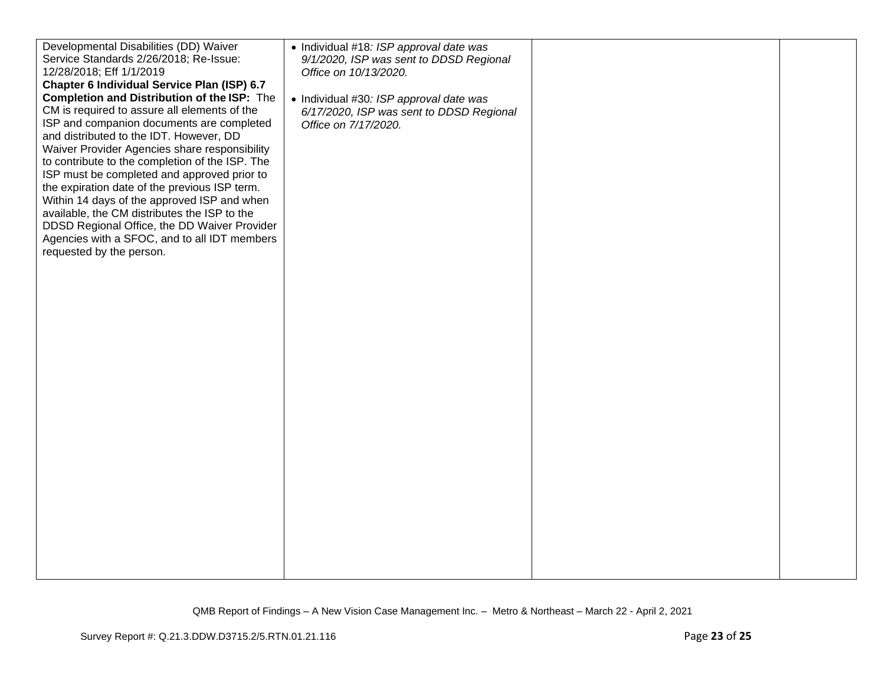| | | | |
|---|---|---|---|
| Developmental Disabilities (DD) Waiver Service Standards 2/26/2018; Re-Issue: 12/28/2018; Eff 1/1/2019<br>**Chapter 6 Individual Service Plan (ISP) 6.7 Completion and Distribution of the ISP:** The CM is required to assure all elements of the ISP and companion documents are completed and distributed to the IDT. However, DD Waiver Provider Agencies share responsibility to contribute to the completion of the ISP. The ISP must be completed and approved prior to the expiration date of the previous ISP term. Within 14 days of the approved ISP and when available, the CM distributes the ISP to the DDSD Regional Office, the DD Waiver Provider Agencies with a SFOC, and to all IDT members requested by the person. | • Individual #18*: ISP approval date was 9/1/2020, ISP was sent to DDSD Regional Office on 10/13/2020.*<br><br>• Individual #30*: ISP approval date was 6/17/2020, ISP was sent to DDSD Regional Office on 7/17/2020.* | | |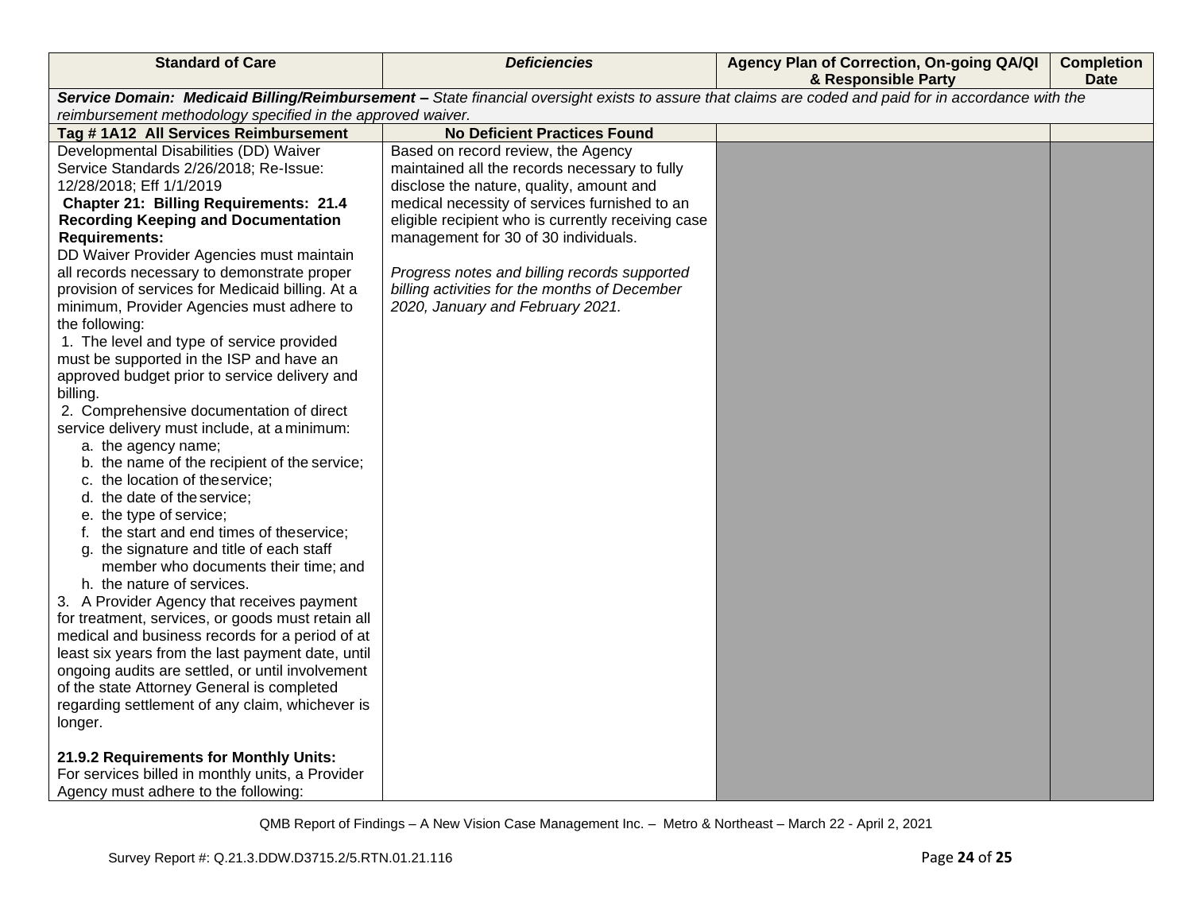| Standard of Care | *Deficiencies* | Agency Plan of Correction, On-going QA/QI & Responsible Party | Completion Date |
|---|---|---|---|
| ***Service Domain: Medicaid Billing/Reimbursement –** State financial oversight exists to assure that claims are coded and paid for in accordance with the reimbursement methodology specified in the approved waiver.* | | | |
| **Tag # 1A12 All Services Reimbursement** | **No Deficient Practices Found** | | |
| Developmental Disabilities (DD) Waiver Service Standards 2/26/2018; Re-Issue: 12/28/2018; Eff 1/1/2019<br>**Chapter 21: Billing Requirements: 21.4 Recording Keeping and Documentation Requirements:**<br>DD Waiver Provider Agencies must maintain all records necessary to demonstrate proper provision of services for Medicaid billing. At a minimum, Provider Agencies must adhere to the following:<br>1. The level and type of service provided must be supported in the ISP and have an approved budget prior to service delivery and billing.<br>2. Comprehensive documentation of direct service delivery must include, at a minimum:<br>a. the agency name;<br>b. the name of the recipient of the service;<br>c. the location of the service;<br>d. the date of the service;<br>e. the type of service;<br>f. the start and end times of the service;<br>g. the signature and title of each staff member who documents their time; and<br>h. the nature of services.<br>3. A Provider Agency that receives payment for treatment, services, or goods must retain all medical and business records for a period of at least six years from the last payment date, until ongoing audits are settled, or until involvement of the state Attorney General is completed regarding settlement of any claim, whichever is longer.<br><br>**21.9.2 Requirements for Monthly Units:**<br>For services billed in monthly units, a Provider Agency must adhere to the following: | Based on record review, the Agency maintained all the records necessary to fully disclose the nature, quality, amount and medical necessity of services furnished to an eligible recipient who is currently receiving case management for 30 of 30 individuals.<br><br>*Progress notes and billing records supported billing activities for the months of December 2020, January and February 2021.* | | |

QMB Report of Findings – A New Vision Case Management Inc. – Metro & Northeast – March 22 - April 2, 2021

Survey Report #: Q.21.3.DDW.D3715.2/5.RTN.01.21.116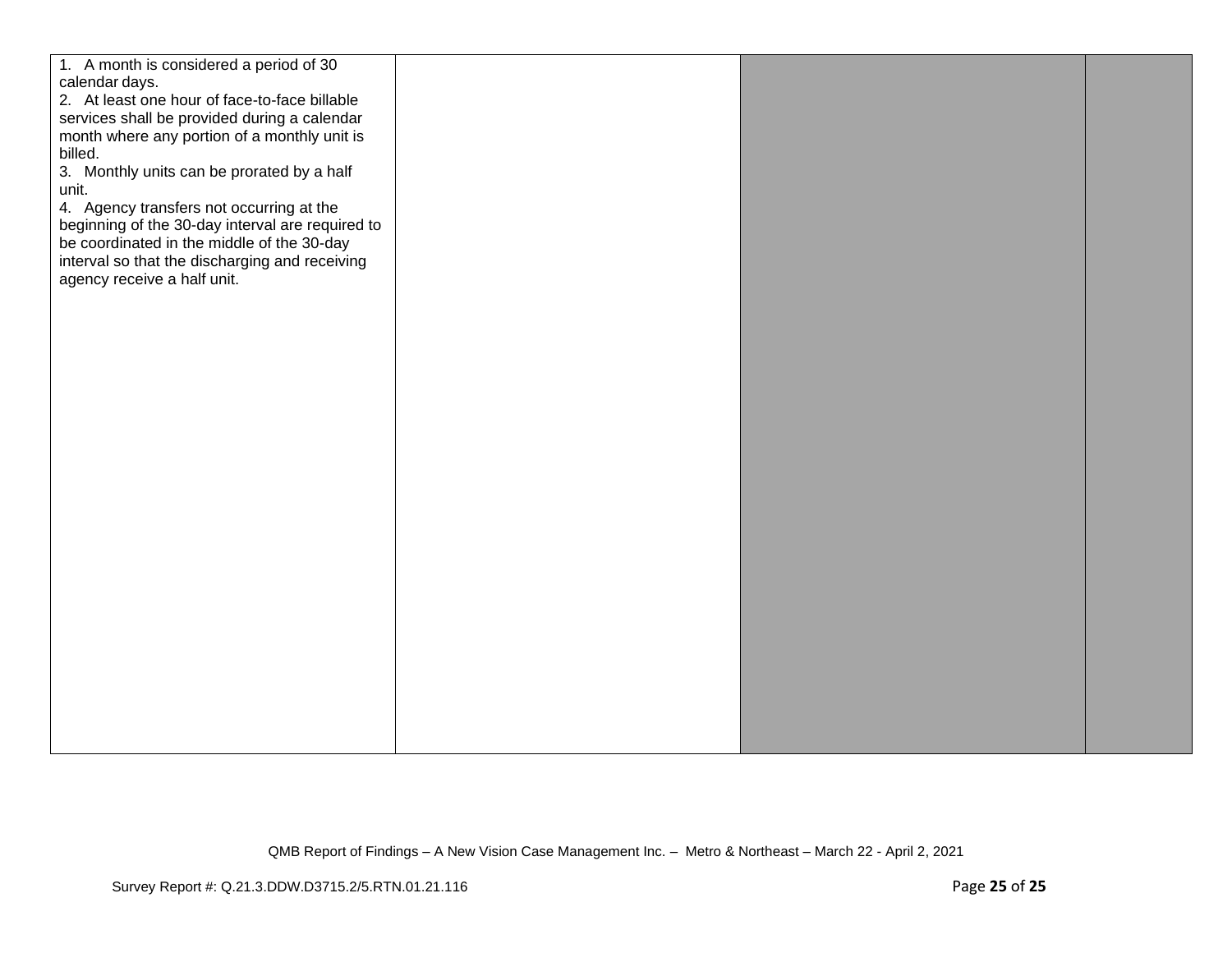| | | | |
|---|---|---|---|
| 1. A month is considered a period of 30 calendar days.<br>2. At least one hour of face-to-face billable services shall be provided during a calendar month where any portion of a monthly unit is billed.<br>3. Monthly units can be prorated by a half unit.<br>4. Agency transfers not occurring at the beginning of the 30-day interval are required to be coordinated in the middle of the 30-day interval so that the discharging and receiving agency receive a half unit. | | | |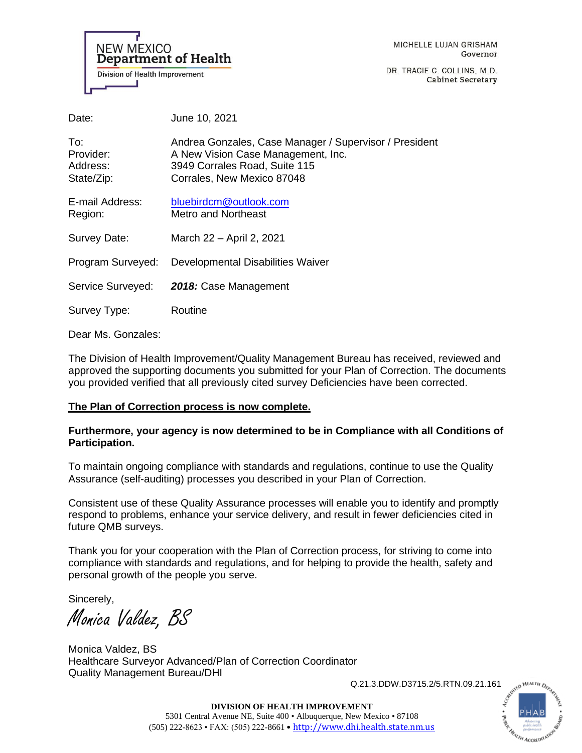NEW MEXICO
**Department of Health**
Division of Health Improvement

MICHELLE LUJAN GRISHAM
Governor

DR. TRACIE C. COLLINS, M.D.
Cabinet Secretary

| | |
|---|---|
| Date: | June 10, 2021 |
| To: | Andrea Gonzales, Case Manager / Supervisor / President |
| Provider: | A New Vision Case Management, Inc. |
| Address: | 3949 Corrales Road, Suite 115 |
| State/Zip: | Corrales, New Mexico 87048 |
| E-mail Address: | bluebirdcm@outlook.com |
| Region: | Metro and Northeast |
| Survey Date: | March 22 – April 2, 2021 |
| Program Surveyed: | Developmental Disabilities Waiver |
| Service Surveyed: | ***2018:*** Case Management |
| Survey Type: | Routine |

Dear Ms. Gonzales:

The Division of Health Improvement/Quality Management Bureau has received, reviewed and approved the supporting documents you submitted for your Plan of Correction. The documents you provided verified that all previously cited survey Deficiencies have been corrected.

**The Plan of Correction process is now complete.**

**Furthermore, your agency is now determined to be in Compliance with all Conditions of Participation.**

To maintain ongoing compliance with standards and regulations, continue to use the Quality Assurance (self-auditing) processes you described in your Plan of Correction.

Consistent use of these Quality Assurance processes will enable you to identify and promptly respond to problems, enhance your service delivery, and result in fewer deficiencies cited in future QMB surveys.

Thank you for your cooperation with the Plan of Correction process, for striving to come into compliance with standards and regulations, and for helping to provide the health, safety and personal growth of the people you serve.

Sincerely,

*Monica Valdez, BS*

Monica Valdez, BS
Healthcare Surveyor Advanced/Plan of Correction Coordinator
Quality Management Bureau/DHI

Q.21.3.DDW.D3715.2/5.RTN.09.21.161

**DIVISION OF HEALTH IMPROVEMENT**
5301 Central Avenue NE, Suite 400 • Albuquerque, New Mexico • 87108
(505) 222-8623 • FAX: (505) 222-8661 • http://www.dhi.health.state.nm.us